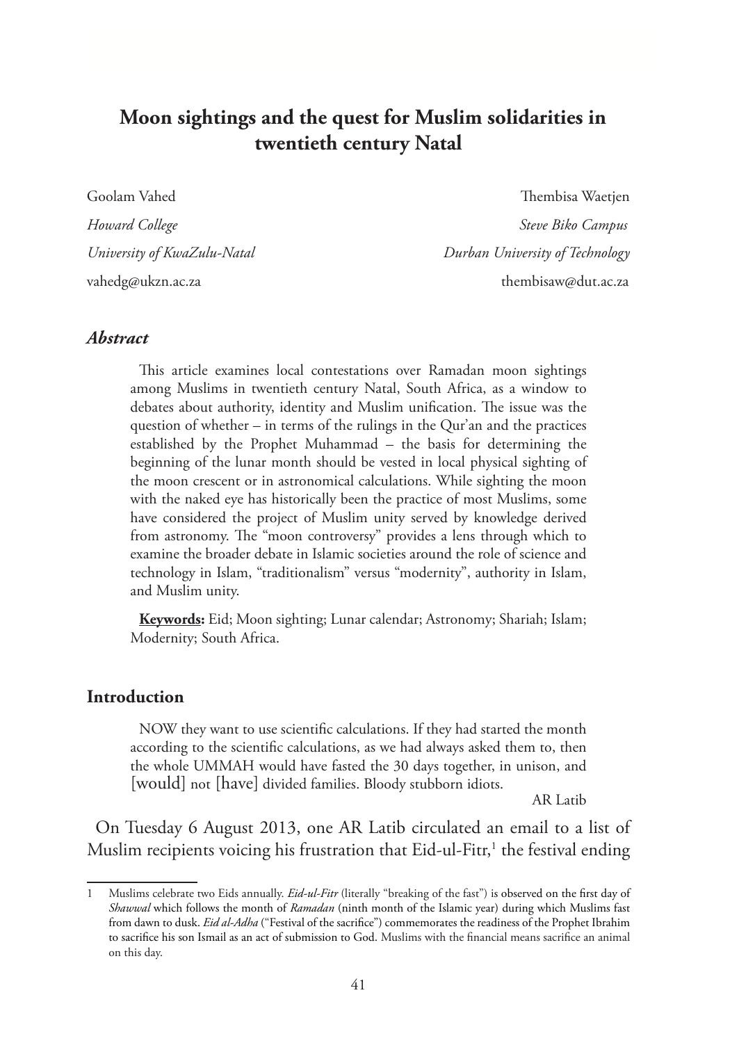# Moon sightings and the quest for Muslim solidarities in twentieth century Natal

Goolam Vahed
*Howard College*
*University of KwaZulu-Natal*
vahedg@ukzn.ac.za

Thembisa Waetjen
*Steve Biko Campus*
*Durban University of Technology*
thembisaw@dut.ac.za

## *Abstract*

This article examines local contestations over Ramadan moon sightings among Muslims in twentieth century Natal, South Africa, as a window to debates about authority, identity and Muslim unification. The issue was the question of whether – in terms of the rulings in the Qur'an and the practices established by the Prophet Muhammad – the basis for determining the beginning of the lunar month should be vested in local physical sighting of the moon crescent or in astronomical calculations. While sighting the moon with the naked eye has historically been the practice of most Muslims, some have considered the project of Muslim unity served by knowledge derived from astronomy. The "moon controversy" provides a lens through which to examine the broader debate in Islamic societies around the role of science and technology in Islam, "traditionalism" versus "modernity", authority in Islam, and Muslim unity.

**Keywords:** Eid; Moon sighting; Lunar calendar; Astronomy; Shariah; Islam; Modernity; South Africa.

## Introduction

> NOW they want to use scientific calculations. If they had started the month according to the scientific calculations, as we had always asked them to, then the whole UMMAH would have fasted the 30 days together, in unison, and [would] not [have] divided families. Bloody stubborn idiots.
>
> AR Latib

On Tuesday 6 August 2013, one AR Latib circulated an email to a list of Muslim recipients voicing his frustration that Eid-ul-Fitr,[1] the festival ending

---

1 Muslims celebrate two Eids annually. *Eid-ul-Fitr* (literally "breaking of the fast") is observed on the first day of *Shawwal* which follows the month of *Ramadan* (ninth month of the Islamic year) during which Muslims fast from dawn to dusk. *Eid al-Adha* ("Festival of the sacrifice") commemorates the readiness of the Prophet Ibrahim to sacrifice his son Ismail as an act of submission to God. Muslims with the financial means sacrifice an animal on this day.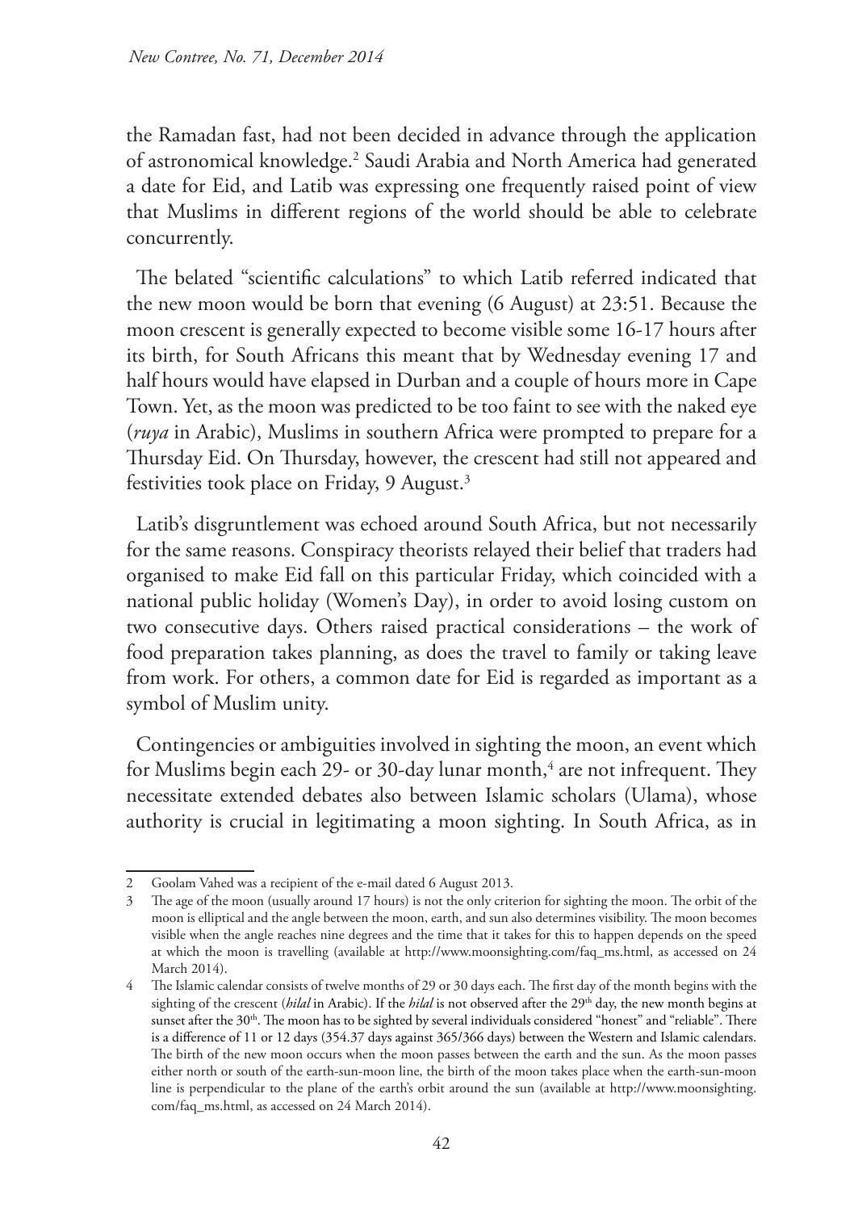the Ramadan fast, had not been decided in advance through the application of astronomical knowledge.[2] Saudi Arabia and North America had generated a date for Eid, and Latib was expressing one frequently raised point of view that Muslims in different regions of the world should be able to celebrate concurrently.

The belated "scientific calculations" to which Latib referred indicated that the new moon would be born that evening (6 August) at 23:51. Because the moon crescent is generally expected to become visible some 16-17 hours after its birth, for South Africans this meant that by Wednesday evening 17 and half hours would have elapsed in Durban and a couple of hours more in Cape Town. Yet, as the moon was predicted to be too faint to see with the naked eye (*ruya* in Arabic), Muslims in southern Africa were prompted to prepare for a Thursday Eid. On Thursday, however, the crescent had still not appeared and festivities took place on Friday, 9 August.[3]

Latib's disgruntlement was echoed around South Africa, but not necessarily for the same reasons. Conspiracy theorists relayed their belief that traders had organised to make Eid fall on this particular Friday, which coincided with a national public holiday (Women's Day), in order to avoid losing custom on two consecutive days. Others raised practical considerations – the work of food preparation takes planning, as does the travel to family or taking leave from work. For others, a common date for Eid is regarded as important as a symbol of Muslim unity.

Contingencies or ambiguities involved in sighting the moon, an event which for Muslims begin each 29- or 30-day lunar month,[4] are not infrequent. They necessitate extended debates also between Islamic scholars (Ulama), whose authority is crucial in legitimating a moon sighting. In South Africa, as in

---

2 Goolam Vahed was a recipient of the e-mail dated 6 August 2013.

3 The age of the moon (usually around 17 hours) is not the only criterion for sighting the moon. The orbit of the moon is elliptical and the angle between the moon, earth, and sun also determines visibility. The moon becomes visible when the angle reaches nine degrees and the time that it takes for this to happen depends on the speed at which the moon is travelling (available at http://www.moonsighting.com/faq_ms.html, as accessed on 24 March 2014).

4 The Islamic calendar consists of twelve months of 29 or 30 days each. The first day of the month begins with the sighting of the crescent (*hilal* in Arabic). If the *hilal* is not observed after the 29th day, the new month begins at sunset after the 30th. The moon has to be sighted by several individuals considered "honest" and "reliable". There is a difference of 11 or 12 days (354.37 days against 365/366 days) between the Western and Islamic calendars. The birth of the new moon occurs when the moon passes between the earth and the sun. As the moon passes either north or south of the earth-sun-moon line, the birth of the moon takes place when the earth-sun-moon line is perpendicular to the plane of the earth's orbit around the sun (available at http://www.moonsighting.com/faq_ms.html, as accessed on 24 March 2014).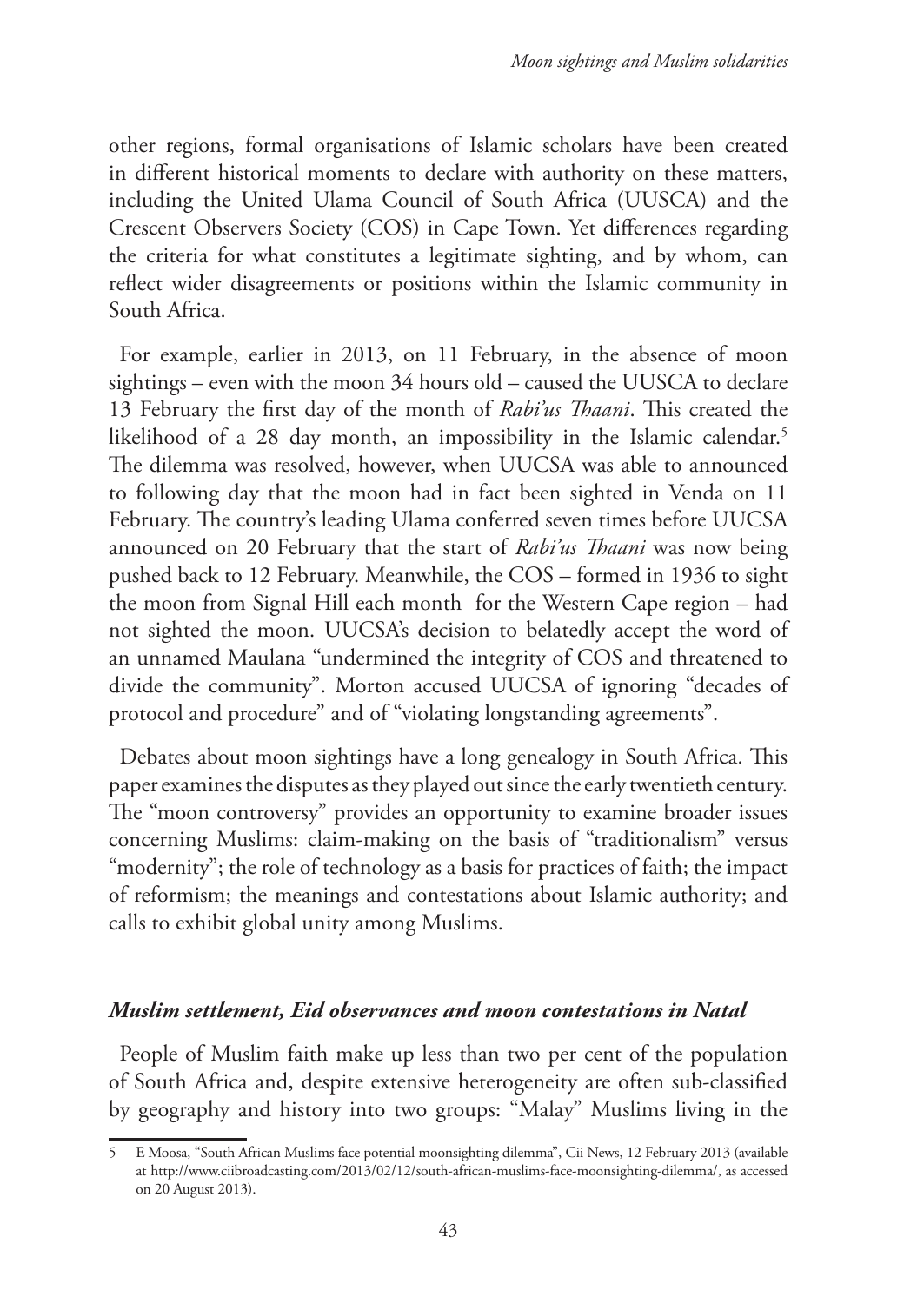other regions, formal organisations of Islamic scholars have been created in different historical moments to declare with authority on these matters, including the United Ulama Council of South Africa (UUSCA) and the Crescent Observers Society (COS) in Cape Town. Yet differences regarding the criteria for what constitutes a legitimate sighting, and by whom, can reflect wider disagreements or positions within the Islamic community in South Africa.

For example, earlier in 2013, on 11 February, in the absence of moon sightings – even with the moon 34 hours old – caused the UUSCA to declare 13 February the first day of the month of *Rabi'us Thaani*. This created the likelihood of a 28 day month, an impossibility in the Islamic calendar.[5] The dilemma was resolved, however, when UUCSA was able to announced to following day that the moon had in fact been sighted in Venda on 11 February. The country's leading Ulama conferred seven times before UUCSA announced on 20 February that the start of *Rabi'us Thaani* was now being pushed back to 12 February. Meanwhile, the COS – formed in 1936 to sight the moon from Signal Hill each month for the Western Cape region – had not sighted the moon. UUCSA's decision to belatedly accept the word of an unnamed Maulana "undermined the integrity of COS and threatened to divide the community". Morton accused UUCSA of ignoring "decades of protocol and procedure" and of "violating longstanding agreements".

Debates about moon sightings have a long genealogy in South Africa. This paper examines the disputes as they played out since the early twentieth century. The "moon controversy" provides an opportunity to examine broader issues concerning Muslims: claim-making on the basis of "traditionalism" versus "modernity"; the role of technology as a basis for practices of faith; the impact of reformism; the meanings and contestations about Islamic authority; and calls to exhibit global unity among Muslims.

## *Muslim settlement, Eid observances and moon contestations in Natal*

People of Muslim faith make up less than two per cent of the population of South Africa and, despite extensive heterogeneity are often sub-classified by geography and history into two groups: "Malay" Muslims living in the

---

5 E Moosa, "South African Muslims face potential moonsighting dilemma", Cii News, 12 February 2013 (available at http://www.ciibroadcasting.com/2013/02/12/south-african-muslims-face-moonsighting-dilemma/, as accessed on 20 August 2013).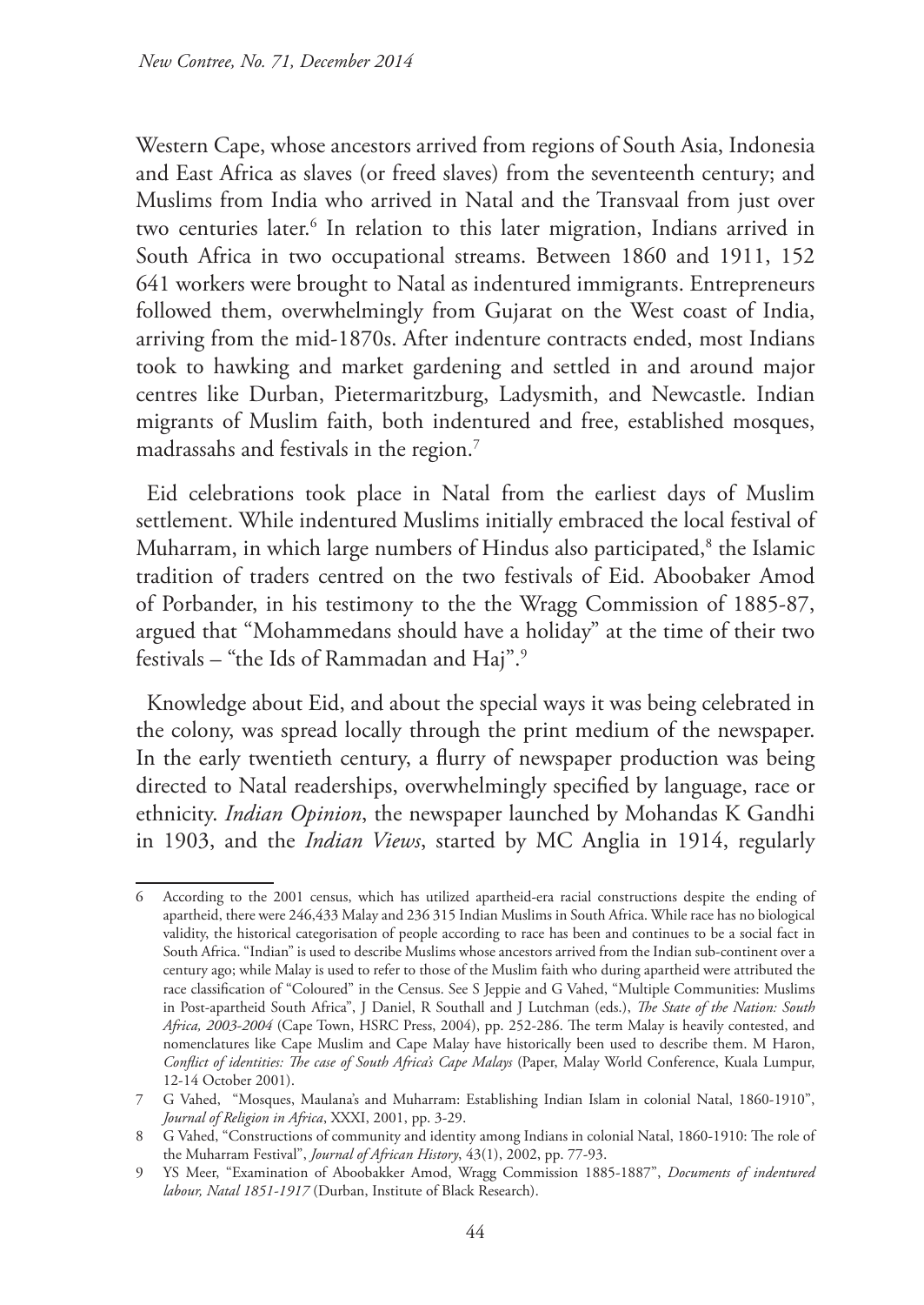Western Cape, whose ancestors arrived from regions of South Asia, Indonesia and East Africa as slaves (or freed slaves) from the seventeenth century; and Muslims from India who arrived in Natal and the Transvaal from just over two centuries later.[6] In relation to this later migration, Indians arrived in South Africa in two occupational streams. Between 1860 and 1911, 152 641 workers were brought to Natal as indentured immigrants. Entrepreneurs followed them, overwhelmingly from Gujarat on the West coast of India, arriving from the mid-1870s. After indenture contracts ended, most Indians took to hawking and market gardening and settled in and around major centres like Durban, Pietermaritzburg, Ladysmith, and Newcastle. Indian migrants of Muslim faith, both indentured and free, established mosques, madrassahs and festivals in the region.[7]

Eid celebrations took place in Natal from the earliest days of Muslim settlement. While indentured Muslims initially embraced the local festival of Muharram, in which large numbers of Hindus also participated,[8] the Islamic tradition of traders centred on the two festivals of Eid. Aboobaker Amod of Porbander, in his testimony to the the Wragg Commission of 1885-87, argued that "Mohammedans should have a holiday" at the time of their two festivals – "the Ids of Rammadan and Haj".[9]

Knowledge about Eid, and about the special ways it was being celebrated in the colony, was spread locally through the print medium of the newspaper. In the early twentieth century, a flurry of newspaper production was being directed to Natal readerships, overwhelmingly specified by language, race or ethnicity. *Indian Opinion*, the newspaper launched by Mohandas K Gandhi in 1903, and the *Indian Views*, started by MC Anglia in 1914, regularly

---

6 According to the 2001 census, which has utilized apartheid-era racial constructions despite the ending of apartheid, there were 246,433 Malay and 236 315 Indian Muslims in South Africa. While race has no biological validity, the historical categorisation of people according to race has been and continues to be a social fact in South Africa. "Indian" is used to describe Muslims whose ancestors arrived from the Indian sub-continent over a century ago; while Malay is used to refer to those of the Muslim faith who during apartheid were attributed the race classification of "Coloured" in the Census. See S Jeppie and G Vahed, "Multiple Communities: Muslims in Post-apartheid South Africa", J Daniel, R Southall and J Lutchman (eds.), *The State of the Nation: South Africa, 2003-2004* (Cape Town, HSRC Press, 2004), pp. 252-286. The term Malay is heavily contested, and nomenclatures like Cape Muslim and Cape Malay have historically been used to describe them. M Haron, *Conflict of identities: The case of South Africa's Cape Malays* (Paper, Malay World Conference, Kuala Lumpur, 12-14 October 2001).

7 G Vahed, "Mosques, Maulana's and Muharram: Establishing Indian Islam in colonial Natal, 1860-1910", *Journal of Religion in Africa*, XXXI, 2001, pp. 3-29.

8 G Vahed, "Constructions of community and identity among Indians in colonial Natal, 1860-1910: The role of the Muharram Festival", *Journal of African History*, 43(1), 2002, pp. 77-93.

9 YS Meer, "Examination of Aboobakker Amod, Wragg Commission 1885-1887", *Documents of indentured labour, Natal 1851-1917* (Durban, Institute of Black Research).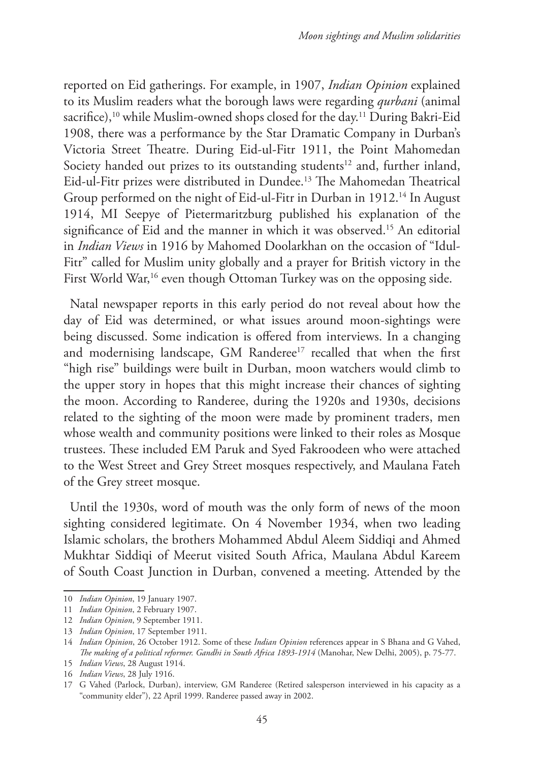reported on Eid gatherings. For example, in 1907, *Indian Opinion* explained to its Muslim readers what the borough laws were regarding *qurbani* (animal sacrifice),[10] while Muslim-owned shops closed for the day.[11] During Bakri-Eid 1908, there was a performance by the Star Dramatic Company in Durban's Victoria Street Theatre. During Eid-ul-Fitr 1911, the Point Mahomedan Society handed out prizes to its outstanding students[12] and, further inland, Eid-ul-Fitr prizes were distributed in Dundee.[13] The Mahomedan Theatrical Group performed on the night of Eid-ul-Fitr in Durban in 1912.[14] In August 1914, MI Seepye of Pietermaritzburg published his explanation of the significance of Eid and the manner in which it was observed.[15] An editorial in *Indian Views* in 1916 by Mahomed Doolarkhan on the occasion of "Idul-Fitr" called for Muslim unity globally and a prayer for British victory in the First World War,[16] even though Ottoman Turkey was on the opposing side.

Natal newspaper reports in this early period do not reveal about how the day of Eid was determined, or what issues around moon-sightings were being discussed. Some indication is offered from interviews. In a changing and modernising landscape, GM Randeree[17] recalled that when the first "high rise" buildings were built in Durban, moon watchers would climb to the upper story in hopes that this might increase their chances of sighting the moon. According to Randeree, during the 1920s and 1930s, decisions related to the sighting of the moon were made by prominent traders, men whose wealth and community positions were linked to their roles as Mosque trustees. These included EM Paruk and Syed Fakroodeen who were attached to the West Street and Grey Street mosques respectively, and Maulana Fateh of the Grey street mosque.

Until the 1930s, word of mouth was the only form of news of the moon sighting considered legitimate. On 4 November 1934, when two leading Islamic scholars, the brothers Mohammed Abdul Aleem Siddiqi and Ahmed Mukhtar Siddiqi of Meerut visited South Africa, Maulana Abdul Kareem of South Coast Junction in Durban, convened a meeting. Attended by the

---

10 *Indian Opinion*, 19 January 1907.

11 *Indian Opinion*, 2 February 1907.

12 *Indian Opinion*, 9 September 1911.

13 *Indian Opinion*, 17 September 1911.

14 *Indian Opinion*, 26 October 1912. Some of these *Indian Opinion* references appear in S Bhana and G Vahed, *The making of a political reformer. Gandhi in South Africa 1893-1914* (Manohar, New Delhi, 2005), p. 75-77.

15 *Indian Views*, 28 August 1914.

16 *Indian Views*, 28 July 1916.

17 G Vahed (Parlock, Durban), interview, GM Randeree (Retired salesperson interviewed in his capacity as a "community elder"), 22 April 1999. Randeree passed away in 2002.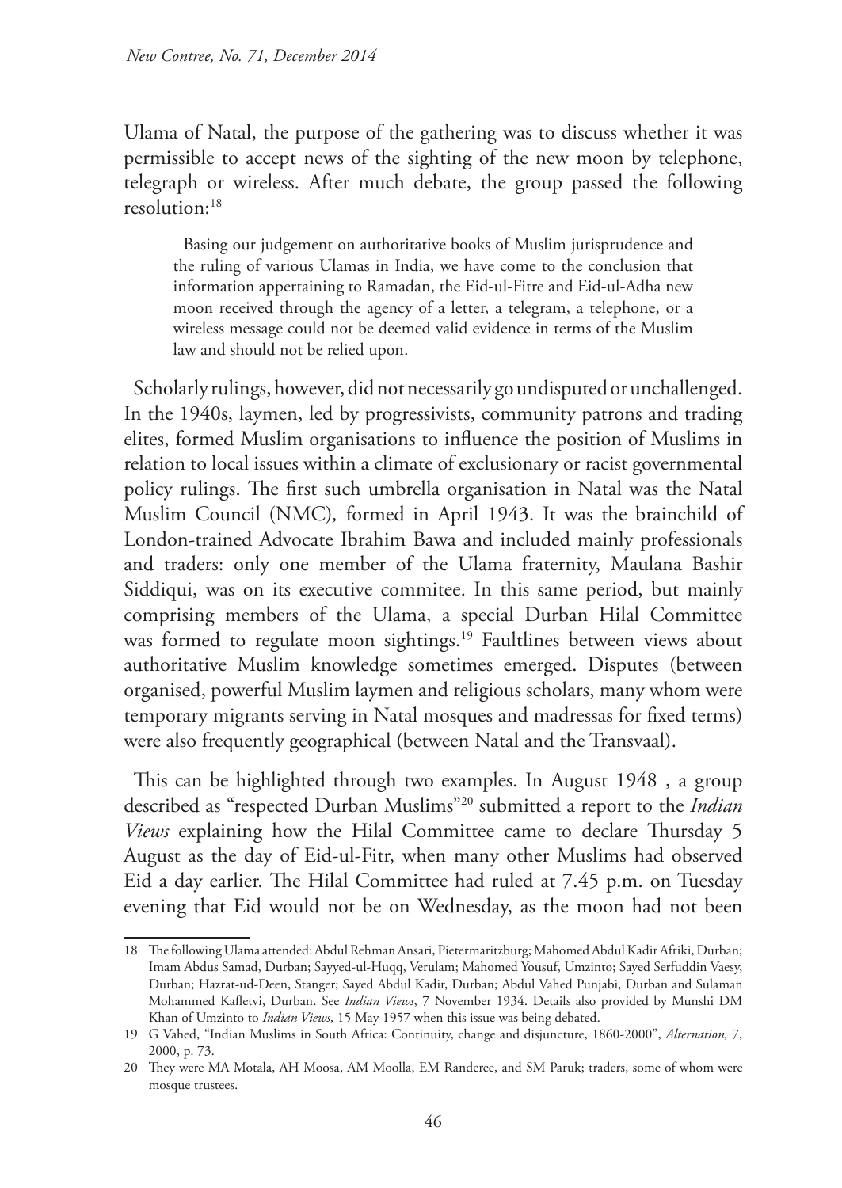Ulama of Natal, the purpose of the gathering was to discuss whether it was permissible to accept news of the sighting of the new moon by telephone, telegraph or wireless. After much debate, the group passed the following resolution:[18]

> Basing our judgement on authoritative books of Muslim jurisprudence and the ruling of various Ulamas in India, we have come to the conclusion that information appertaining to Ramadan, the Eid-ul-Fitre and Eid-ul-Adha new moon received through the agency of a letter, a telegram, a telephone, or a wireless message could not be deemed valid evidence in terms of the Muslim law and should not be relied upon.

Scholarly rulings, however, did not necessarily go undisputed or unchallenged. In the 1940s, laymen, led by progressivists, community patrons and trading elites, formed Muslim organisations to influence the position of Muslims in relation to local issues within a climate of exclusionary or racist governmental policy rulings. The first such umbrella organisation in Natal was the Natal Muslim Council (NMC), formed in April 1943. It was the brainchild of London-trained Advocate Ibrahim Bawa and included mainly professionals and traders: only one member of the Ulama fraternity, Maulana Bashir Siddiqui, was on its executive commitee. In this same period, but mainly comprising members of the Ulama, a special Durban Hilal Committee was formed to regulate moon sightings.[19] Faultlines between views about authoritative Muslim knowledge sometimes emerged. Disputes (between organised, powerful Muslim laymen and religious scholars, many whom were temporary migrants serving in Natal mosques and madressas for fixed terms) were also frequently geographical (between Natal and the Transvaal).

This can be highlighted through two examples. In August 1948 , a group described as "respected Durban Muslims"[20] submitted a report to the *Indian Views* explaining how the Hilal Committee came to declare Thursday 5 August as the day of Eid-ul-Fitr, when many other Muslims had observed Eid a day earlier. The Hilal Committee had ruled at 7.45 p.m. on Tuesday evening that Eid would not be on Wednesday, as the moon had not been

---

18 The following Ulama attended: Abdul Rehman Ansari, Pietermaritzburg; Mahomed Abdul Kadir Afriki, Durban; Imam Abdus Samad, Durban; Sayyed-ul-Huqq, Verulam; Mahomed Yousuf, Umzinto; Sayed Serfuddin Vaesy, Durban; Hazrat-ud-Deen, Stanger; Sayed Abdul Kadir, Durban; Abdul Vahed Punjabi, Durban and Sulaman Mohammed Kafletvi, Durban. See *Indian Views*, 7 November 1934. Details also provided by Munshi DM Khan of Umzinto to *Indian Views*, 15 May 1957 when this issue was being debated.

19 G Vahed, "Indian Muslims in South Africa: Continuity, change and disjuncture, 1860-2000", *Alternation,* 7, 2000, p. 73.

20 They were MA Motala, AH Moosa, AM Moolla, EM Randeree, and SM Paruk; traders, some of whom were mosque trustees.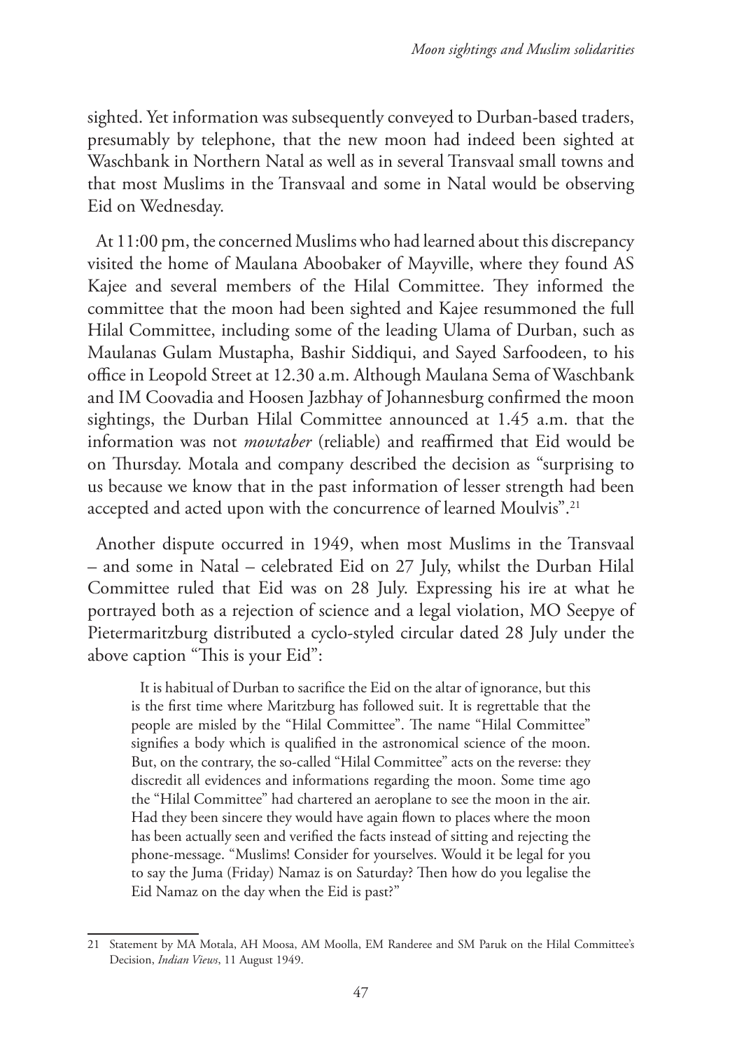sighted. Yet information was subsequently conveyed to Durban-based traders, presumably by telephone, that the new moon had indeed been sighted at Waschbank in Northern Natal as well as in several Transvaal small towns and that most Muslims in the Transvaal and some in Natal would be observing Eid on Wednesday.

At 11:00 pm, the concerned Muslims who had learned about this discrepancy visited the home of Maulana Aboobaker of Mayville, where they found AS Kajee and several members of the Hilal Committee. They informed the committee that the moon had been sighted and Kajee resummoned the full Hilal Committee, including some of the leading Ulama of Durban, such as Maulanas Gulam Mustapha, Bashir Siddiqui, and Sayed Sarfoodeen, to his office in Leopold Street at 12.30 a.m. Although Maulana Sema of Waschbank and IM Coovadia and Hoosen Jazbhay of Johannesburg confirmed the moon sightings, the Durban Hilal Committee announced at 1.45 a.m. that the information was not *mowtaber* (reliable) and reaffirmed that Eid would be on Thursday. Motala and company described the decision as "surprising to us because we know that in the past information of lesser strength had been accepted and acted upon with the concurrence of learned Moulvis".[21]

Another dispute occurred in 1949, when most Muslims in the Transvaal – and some in Natal – celebrated Eid on 27 July, whilst the Durban Hilal Committee ruled that Eid was on 28 July. Expressing his ire at what he portrayed both as a rejection of science and a legal violation, MO Seepye of Pietermaritzburg distributed a cyclo-styled circular dated 28 July under the above caption "This is your Eid":

> It is habitual of Durban to sacrifice the Eid on the altar of ignorance, but this is the first time where Maritzburg has followed suit. It is regrettable that the people are misled by the "Hilal Committee". The name "Hilal Committee" signifies a body which is qualified in the astronomical science of the moon. But, on the contrary, the so-called "Hilal Committee" acts on the reverse: they discredit all evidences and informations regarding the moon. Some time ago the "Hilal Committee" had chartered an aeroplane to see the moon in the air. Had they been sincere they would have again flown to places where the moon has been actually seen and verified the facts instead of sitting and rejecting the phone-message. "Muslims! Consider for yourselves. Would it be legal for you to say the Juma (Friday) Namaz is on Saturday? Then how do you legalise the Eid Namaz on the day when the Eid is past?"

---

21 Statement by MA Motala, AH Moosa, AM Moolla, EM Randeree and SM Paruk on the Hilal Committee's Decision, *Indian Views*, 11 August 1949.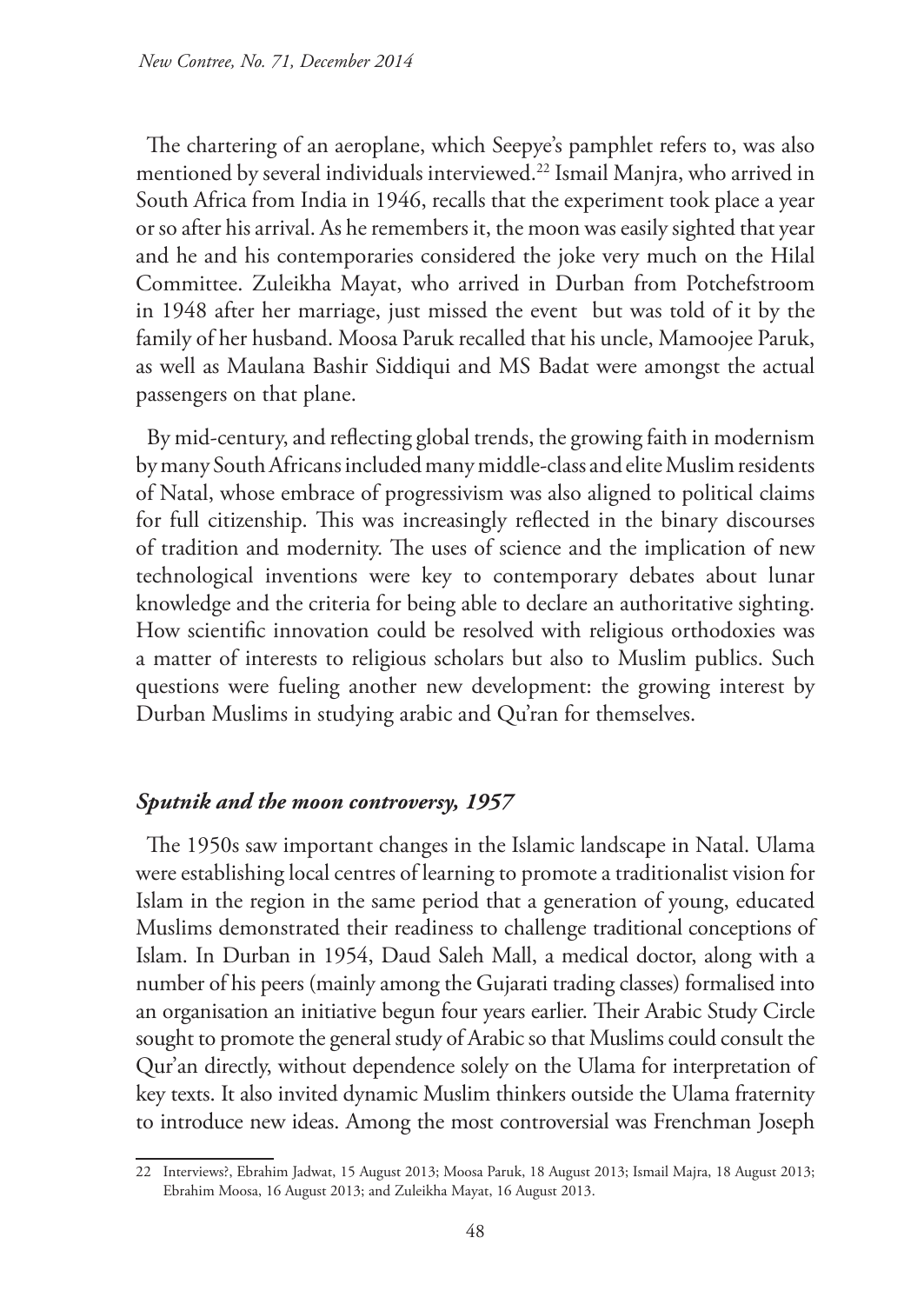The chartering of an aeroplane, which Seepye's pamphlet refers to, was also mentioned by several individuals interviewed.[22] Ismail Manjra, who arrived in South Africa from India in 1946, recalls that the experiment took place a year or so after his arrival. As he remembers it, the moon was easily sighted that year and he and his contemporaries considered the joke very much on the Hilal Committee. Zuleikha Mayat, who arrived in Durban from Potchefstroom in 1948 after her marriage, just missed the event but was told of it by the family of her husband. Moosa Paruk recalled that his uncle, Mamoojee Paruk, as well as Maulana Bashir Siddiqui and MS Badat were amongst the actual passengers on that plane.

By mid-century, and reflecting global trends, the growing faith in modernism by many South Africans included many middle-class and elite Muslim residents of Natal, whose embrace of progressivism was also aligned to political claims for full citizenship. This was increasingly reflected in the binary discourses of tradition and modernity. The uses of science and the implication of new technological inventions were key to contemporary debates about lunar knowledge and the criteria for being able to declare an authoritative sighting. How scientific innovation could be resolved with religious orthodoxies was a matter of interests to religious scholars but also to Muslim publics. Such questions were fueling another new development: the growing interest by Durban Muslims in studying arabic and Qu'ran for themselves.

### *Sputnik and the moon controversy, 1957*

The 1950s saw important changes in the Islamic landscape in Natal. Ulama were establishing local centres of learning to promote a traditionalist vision for Islam in the region in the same period that a generation of young, educated Muslims demonstrated their readiness to challenge traditional conceptions of Islam. In Durban in 1954, Daud Saleh Mall, a medical doctor, along with a number of his peers (mainly among the Gujarati trading classes) formalised into an organisation an initiative begun four years earlier. Their Arabic Study Circle sought to promote the general study of Arabic so that Muslims could consult the Qur'an directly, without dependence solely on the Ulama for interpretation of key texts. It also invited dynamic Muslim thinkers outside the Ulama fraternity to introduce new ideas. Among the most controversial was Frenchman Joseph

---

22 Interviews?, Ebrahim Jadwat, 15 August 2013; Moosa Paruk, 18 August 2013; Ismail Majra, 18 August 2013; Ebrahim Moosa, 16 August 2013; and Zuleikha Mayat, 16 August 2013.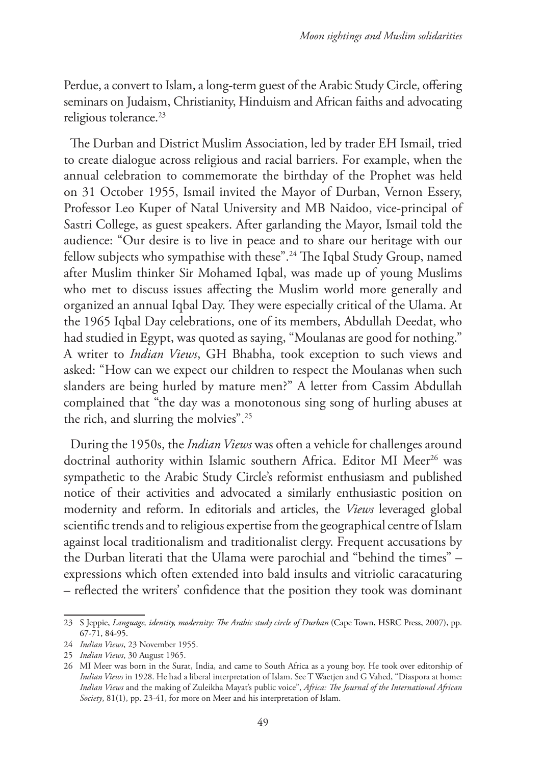Perdue, a convert to Islam, a long-term guest of the Arabic Study Circle, offering seminars on Judaism, Christianity, Hinduism and African faiths and advocating religious tolerance.[23]

The Durban and District Muslim Association, led by trader EH Ismail, tried to create dialogue across religious and racial barriers. For example, when the annual celebration to commemorate the birthday of the Prophet was held on 31 October 1955, Ismail invited the Mayor of Durban, Vernon Essery, Professor Leo Kuper of Natal University and MB Naidoo, vice-principal of Sastri College, as guest speakers. After garlanding the Mayor, Ismail told the audience: "Our desire is to live in peace and to share our heritage with our fellow subjects who sympathise with these".[24] The Iqbal Study Group, named after Muslim thinker Sir Mohamed Iqbal, was made up of young Muslims who met to discuss issues affecting the Muslim world more generally and organized an annual Iqbal Day. They were especially critical of the Ulama. At the 1965 Iqbal Day celebrations, one of its members, Abdullah Deedat, who had studied in Egypt, was quoted as saying, "Moulanas are good for nothing." A writer to *Indian Views*, GH Bhabha, took exception to such views and asked: "How can we expect our children to respect the Moulanas when such slanders are being hurled by mature men?" A letter from Cassim Abdullah complained that "the day was a monotonous sing song of hurling abuses at the rich, and slurring the molvies".[25]

During the 1950s, the *Indian Views* was often a vehicle for challenges around doctrinal authority within Islamic southern Africa. Editor MI Meer[26] was sympathetic to the Arabic Study Circle's reformist enthusiasm and published notice of their activities and advocated a similarly enthusiastic position on modernity and reform. In editorials and articles, the *Views* leveraged global scientific trends and to religious expertise from the geographical centre of Islam against local traditionalism and traditionalist clergy. Frequent accusations by the Durban literati that the Ulama were parochial and "behind the times" – expressions which often extended into bald insults and vitriolic caracaturing – reflected the writers' confidence that the position they took was dominant

---

23 S Jeppie, *Language, identity, modernity: The Arabic study circle of Durban* (Cape Town, HSRC Press, 2007), pp. 67-71, 84-95.

24 *Indian Views*, 23 November 1955.

25 *Indian Views*, 30 August 1965.

26 MI Meer was born in the Surat, India, and came to South Africa as a young boy. He took over editorship of *Indian Views* in 1928. He had a liberal interpretation of Islam. See T Waetjen and G Vahed, "Diaspora at home: *Indian Views* and the making of Zuleikha Mayat's public voice", *Africa: The Journal of the International African Society*, 81(1), pp. 23-41, for more on Meer and his interpretation of Islam.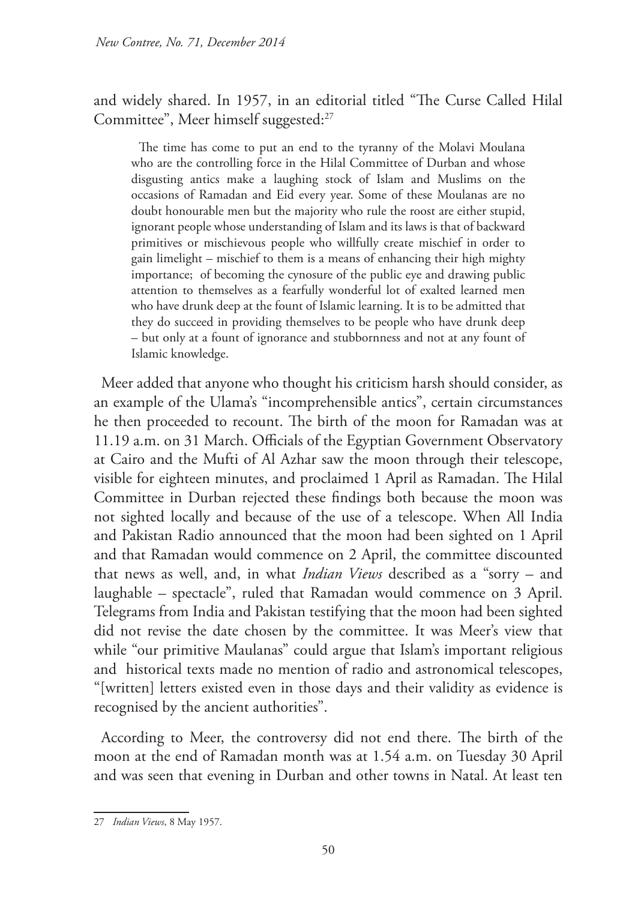and widely shared. In 1957, in an editorial titled "The Curse Called Hilal Committee", Meer himself suggested:[27]

> The time has come to put an end to the tyranny of the Molavi Moulana who are the controlling force in the Hilal Committee of Durban and whose disgusting antics make a laughing stock of Islam and Muslims on the occasions of Ramadan and Eid every year. Some of these Moulanas are no doubt honourable men but the majority who rule the roost are either stupid, ignorant people whose understanding of Islam and its laws is that of backward primitives or mischievous people who willfully create mischief in order to gain limelight – mischief to them is a means of enhancing their high mighty importance; of becoming the cynosure of the public eye and drawing public attention to themselves as a fearfully wonderful lot of exalted learned men who have drunk deep at the fount of Islamic learning. It is to be admitted that they do succeed in providing themselves to be people who have drunk deep – but only at a fount of ignorance and stubbornness and not at any fount of Islamic knowledge.

Meer added that anyone who thought his criticism harsh should consider, as an example of the Ulama's "incomprehensible antics", certain circumstances he then proceeded to recount. The birth of the moon for Ramadan was at 11.19 a.m. on 31 March. Officials of the Egyptian Government Observatory at Cairo and the Mufti of Al Azhar saw the moon through their telescope, visible for eighteen minutes, and proclaimed 1 April as Ramadan. The Hilal Committee in Durban rejected these findings both because the moon was not sighted locally and because of the use of a telescope. When All India and Pakistan Radio announced that the moon had been sighted on 1 April and that Ramadan would commence on 2 April, the committee discounted that news as well, and, in what *Indian Views* described as a "sorry – and laughable – spectacle", ruled that Ramadan would commence on 3 April. Telegrams from India and Pakistan testifying that the moon had been sighted did not revise the date chosen by the committee. It was Meer's view that while "our primitive Maulanas" could argue that Islam's important religious and historical texts made no mention of radio and astronomical telescopes, "[written] letters existed even in those days and their validity as evidence is recognised by the ancient authorities".

According to Meer, the controversy did not end there. The birth of the moon at the end of Ramadan month was at 1.54 a.m. on Tuesday 30 April and was seen that evening in Durban and other towns in Natal. At least ten

---

27 *Indian Views*, 8 May 1957.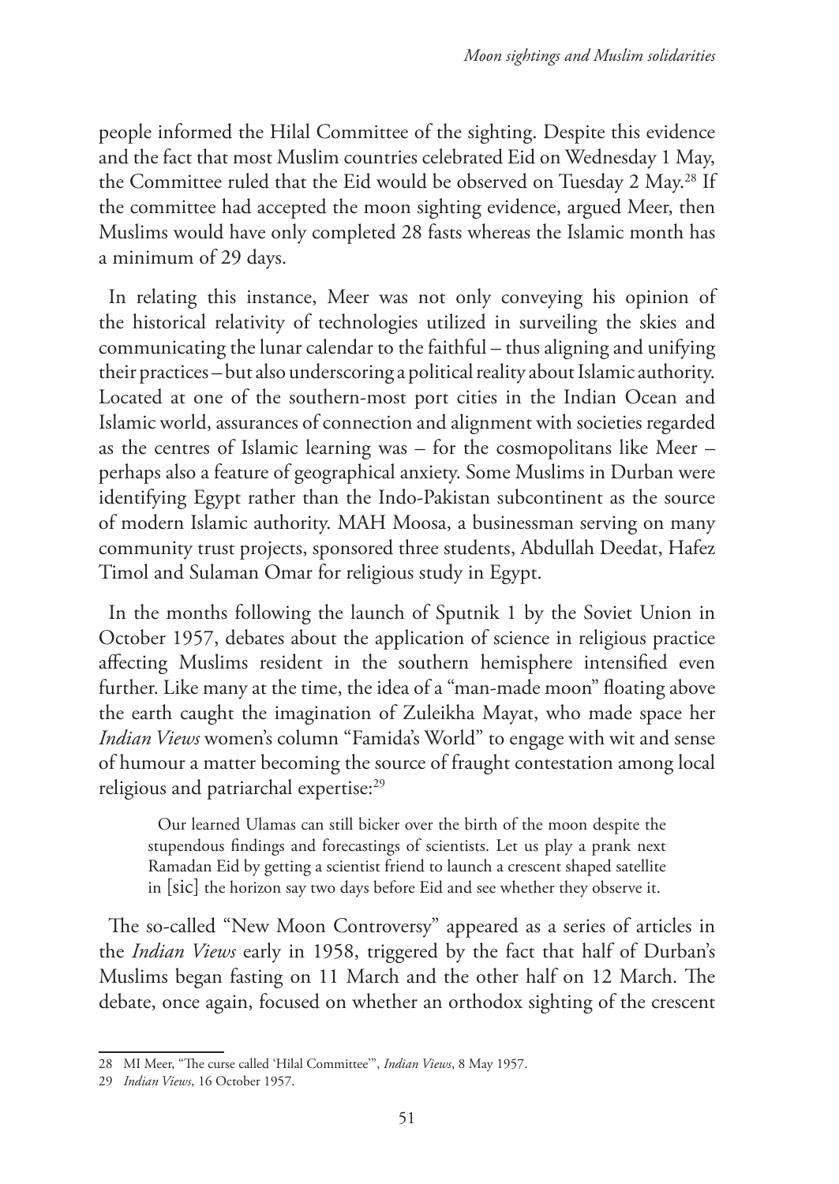people informed the Hilal Committee of the sighting. Despite this evidence and the fact that most Muslim countries celebrated Eid on Wednesday 1 May, the Committee ruled that the Eid would be observed on Tuesday 2 May.[28] If the committee had accepted the moon sighting evidence, argued Meer, then Muslims would have only completed 28 fasts whereas the Islamic month has a minimum of 29 days.

In relating this instance, Meer was not only conveying his opinion of the historical relativity of technologies utilized in surveiling the skies and communicating the lunar calendar to the faithful – thus aligning and unifying their practices – but also underscoring a political reality about Islamic authority. Located at one of the southern-most port cities in the Indian Ocean and Islamic world, assurances of connection and alignment with societies regarded as the centres of Islamic learning was – for the cosmopolitans like Meer – perhaps also a feature of geographical anxiety. Some Muslims in Durban were identifying Egypt rather than the Indo-Pakistan subcontinent as the source of modern Islamic authority. MAH Moosa, a businessman serving on many community trust projects, sponsored three students, Abdullah Deedat, Hafez Timol and Sulaman Omar for religious study in Egypt.

In the months following the launch of Sputnik 1 by the Soviet Union in October 1957, debates about the application of science in religious practice affecting Muslims resident in the southern hemisphere intensified even further. Like many at the time, the idea of a "man-made moon" floating above the earth caught the imagination of Zuleikha Mayat, who made space her *Indian Views* women's column "Famida's World" to engage with wit and sense of humour a matter becoming the source of fraught contestation among local religious and patriarchal expertise:[29]

> Our learned Ulamas can still bicker over the birth of the moon despite the stupendous findings and forecastings of scientists. Let us play a prank next Ramadan Eid by getting a scientist friend to launch a crescent shaped satellite in [sic] the horizon say two days before Eid and see whether they observe it.

The so-called "New Moon Controversy" appeared as a series of articles in the *Indian Views* early in 1958, triggered by the fact that half of Durban's Muslims began fasting on 11 March and the other half on 12 March. The debate, once again, focused on whether an orthodox sighting of the crescent

---

28 MI Meer, "The curse called 'Hilal Committee'", *Indian Views*, 8 May 1957.

29 *Indian Views*, 16 October 1957.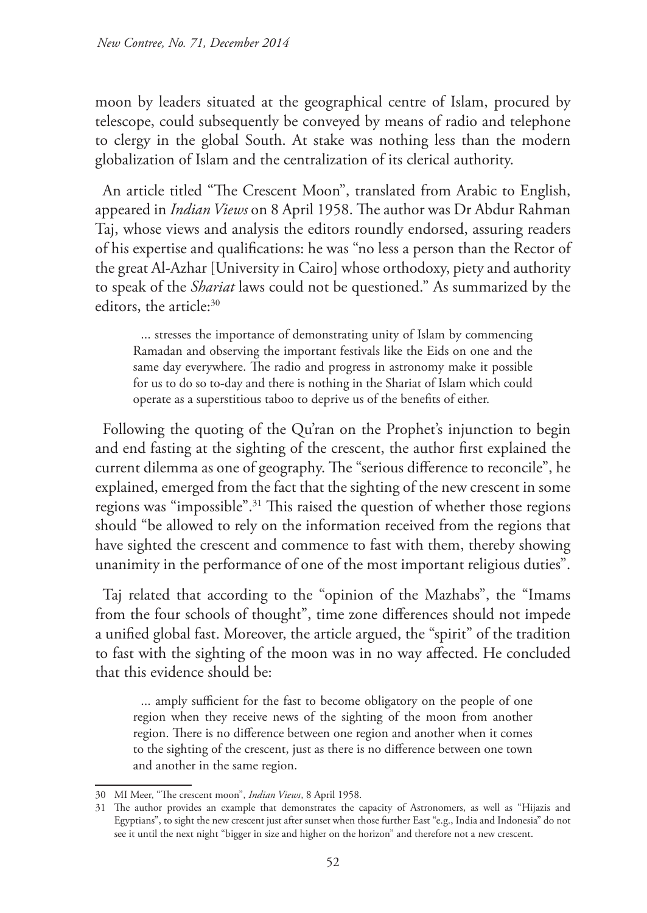moon by leaders situated at the geographical centre of Islam, procured by telescope, could subsequently be conveyed by means of radio and telephone to clergy in the global South. At stake was nothing less than the modern globalization of Islam and the centralization of its clerical authority.

An article titled "The Crescent Moon", translated from Arabic to English, appeared in *Indian Views* on 8 April 1958. The author was Dr Abdur Rahman Taj, whose views and analysis the editors roundly endorsed, assuring readers of his expertise and qualifications: he was "no less a person than the Rector of the great Al-Azhar [University in Cairo] whose orthodoxy, piety and authority to speak of the *Shariat* laws could not be questioned." As summarized by the editors, the article:[30]

> ... stresses the importance of demonstrating unity of Islam by commencing Ramadan and observing the important festivals like the Eids on one and the same day everywhere. The radio and progress in astronomy make it possible for us to do so to-day and there is nothing in the Shariat of Islam which could operate as a superstitious taboo to deprive us of the benefits of either.

Following the quoting of the Qu'ran on the Prophet's injunction to begin and end fasting at the sighting of the crescent, the author first explained the current dilemma as one of geography. The "serious difference to reconcile", he explained, emerged from the fact that the sighting of the new crescent in some regions was "impossible".[31] This raised the question of whether those regions should "be allowed to rely on the information received from the regions that have sighted the crescent and commence to fast with them, thereby showing unanimity in the performance of one of the most important religious duties".

Taj related that according to the "opinion of the Mazhabs", the "Imams from the four schools of thought", time zone differences should not impede a unified global fast. Moreover, the article argued, the "spirit" of the tradition to fast with the sighting of the moon was in no way affected. He concluded that this evidence should be:

> ... amply sufficient for the fast to become obligatory on the people of one region when they receive news of the sighting of the moon from another region. There is no difference between one region and another when it comes to the sighting of the crescent, just as there is no difference between one town and another in the same region.

---

30 MI Meer, "The crescent moon", *Indian Views*, 8 April 1958.

31 The author provides an example that demonstrates the capacity of Astronomers, as well as "Hijazis and Egyptians", to sight the new crescent just after sunset when those further East "e.g., India and Indonesia" do not see it until the next night "bigger in size and higher on the horizon" and therefore not a new crescent.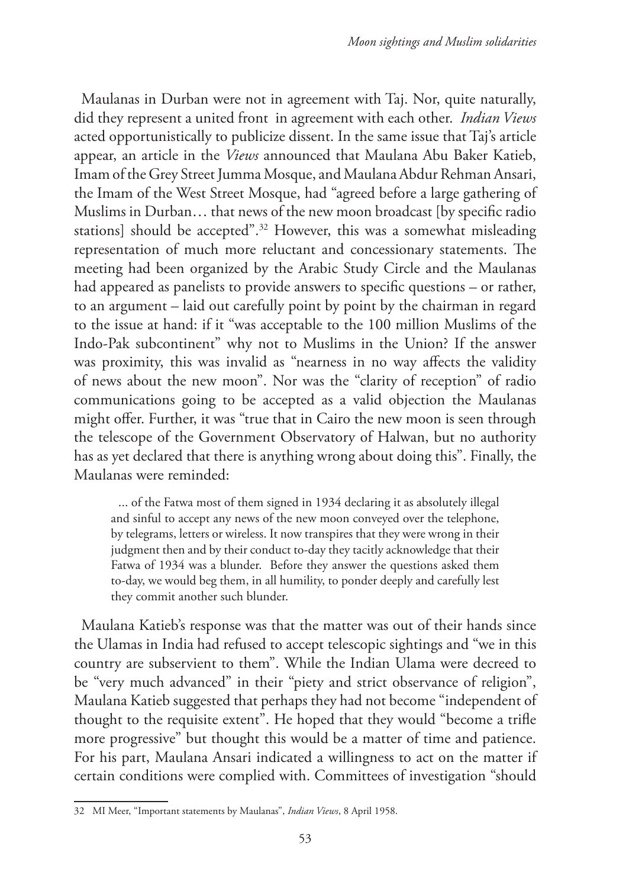Maulanas in Durban were not in agreement with Taj. Nor, quite naturally, did they represent a united front in agreement with each other. *Indian Views* acted opportunistically to publicize dissent. In the same issue that Taj's article appear, an article in the *Views* announced that Maulana Abu Baker Katieb, Imam of the Grey Street Jumma Mosque, and Maulana Abdur Rehman Ansari, the Imam of the West Street Mosque, had "agreed before a large gathering of Muslims in Durban… that news of the new moon broadcast [by specific radio stations] should be accepted".[32] However, this was a somewhat misleading representation of much more reluctant and concessionary statements. The meeting had been organized by the Arabic Study Circle and the Maulanas had appeared as panelists to provide answers to specific questions – or rather, to an argument – laid out carefully point by point by the chairman in regard to the issue at hand: if it "was acceptable to the 100 million Muslims of the Indo-Pak subcontinent" why not to Muslims in the Union? If the answer was proximity, this was invalid as "nearness in no way affects the validity of news about the new moon". Nor was the "clarity of reception" of radio communications going to be accepted as a valid objection the Maulanas might offer. Further, it was "true that in Cairo the new moon is seen through the telescope of the Government Observatory of Halwan, but no authority has as yet declared that there is anything wrong about doing this". Finally, the Maulanas were reminded:

> ... of the Fatwa most of them signed in 1934 declaring it as absolutely illegal and sinful to accept any news of the new moon conveyed over the telephone, by telegrams, letters or wireless. It now transpires that they were wrong in their judgment then and by their conduct to-day they tacitly acknowledge that their Fatwa of 1934 was a blunder. Before they answer the questions asked them to-day, we would beg them, in all humility, to ponder deeply and carefully lest they commit another such blunder.

Maulana Katieb's response was that the matter was out of their hands since the Ulamas in India had refused to accept telescopic sightings and "we in this country are subservient to them". While the Indian Ulama were decreed to be "very much advanced" in their "piety and strict observance of religion", Maulana Katieb suggested that perhaps they had not become "independent of thought to the requisite extent". He hoped that they would "become a trifle more progressive" but thought this would be a matter of time and patience. For his part, Maulana Ansari indicated a willingness to act on the matter if certain conditions were complied with. Committees of investigation "should

---

32 MI Meer, "Important statements by Maulanas", *Indian Views*, 8 April 1958.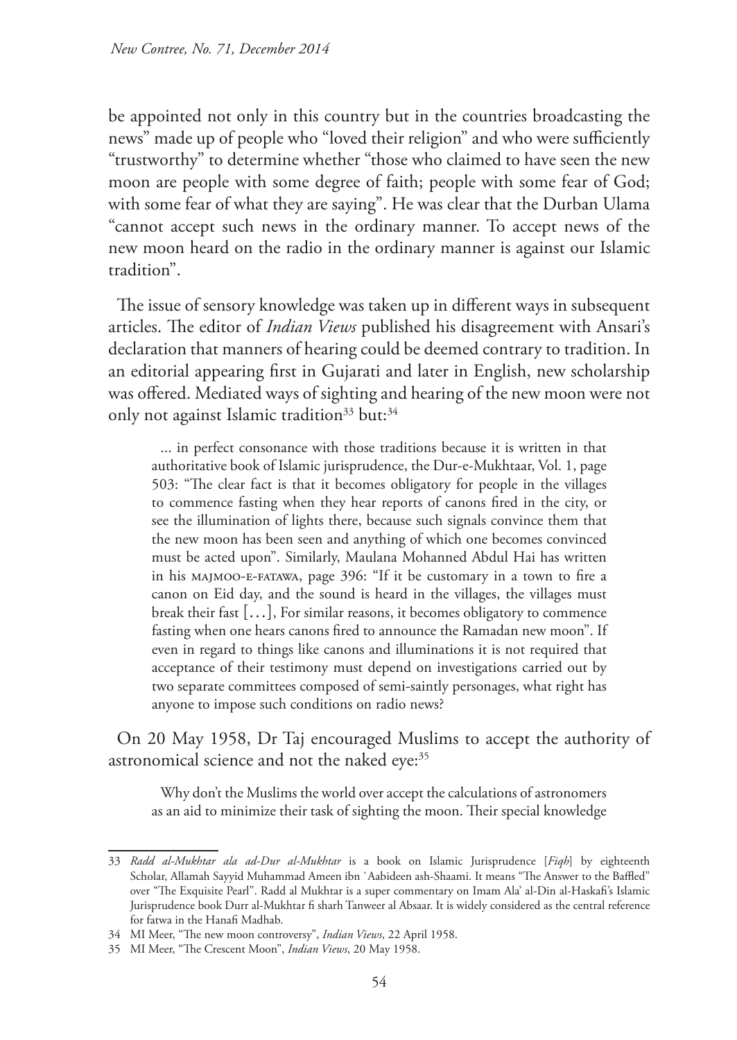be appointed not only in this country but in the countries broadcasting the news" made up of people who "loved their religion" and who were sufficiently "trustworthy" to determine whether "those who claimed to have seen the new moon are people with some degree of faith; people with some fear of God; with some fear of what they are saying". He was clear that the Durban Ulama "cannot accept such news in the ordinary manner. To accept news of the new moon heard on the radio in the ordinary manner is against our Islamic tradition".

The issue of sensory knowledge was taken up in different ways in subsequent articles. The editor of *Indian Views* published his disagreement with Ansari's declaration that manners of hearing could be deemed contrary to tradition. In an editorial appearing first in Gujarati and later in English, new scholarship was offered. Mediated ways of sighting and hearing of the new moon were not only not against Islamic tradition[33] but:[34]

> ... in perfect consonance with those traditions because it is written in that authoritative book of Islamic jurisprudence, the Dur-e-Mukhtaar, Vol. 1, page 503: "The clear fact is that it becomes obligatory for people in the villages to commence fasting when they hear reports of canons fired in the city, or see the illumination of lights there, because such signals convince them that the new moon has been seen and anything of which one becomes convinced must be acted upon". Similarly, Maulana Mohanned Abdul Hai has written in his MAJMOO-E-FATAWA, page 396: "If it be customary in a town to fire a canon on Eid day, and the sound is heard in the villages, the villages must break their fast [...], For similar reasons, it becomes obligatory to commence fasting when one hears canons fired to announce the Ramadan new moon". If even in regard to things like canons and illuminations it is not required that acceptance of their testimony must depend on investigations carried out by two separate committees composed of semi-saintly personages, what right has anyone to impose such conditions on radio news?

On 20 May 1958, Dr Taj encouraged Muslims to accept the authority of astronomical science and not the naked eye:[35]

> Why don't the Muslims the world over accept the calculations of astronomers as an aid to minimize their task of sighting the moon. Their special knowledge

---

33 *Radd al-Mukhtar ala ad-Dur al-Mukhtar* is a book on Islamic Jurisprudence [*Fiqh*] by eighteenth Scholar, Allamah Sayyid Muhammad Ameen ibn `Aabideen ash-Shaami. It means "The Answer to the Baffled" over "The Exquisite Pearl". Radd al Mukhtar is a super commentary on Imam Ala' al-Din al-Haskafi's Islamic Jurisprudence book Durr al-Mukhtar fi sharh Tanweer al Absaar. It is widely considered as the central reference for fatwa in the Hanafi Madhab.

34 MI Meer, "The new moon controversy", *Indian Views*, 22 April 1958.

35 MI Meer, "The Crescent Moon", *Indian Views*, 20 May 1958.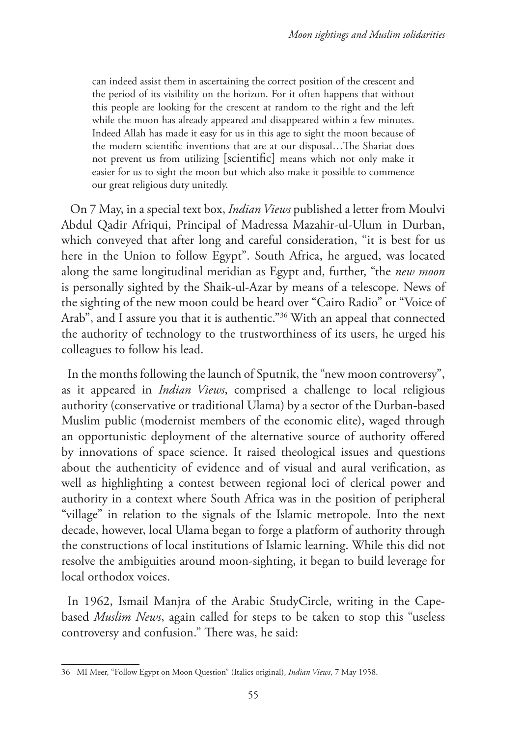> can indeed assist them in ascertaining the correct position of the crescent and the period of its visibility on the horizon. For it often happens that without this people are looking for the crescent at random to the right and the left while the moon has already appeared and disappeared within a few minutes. Indeed Allah has made it easy for us in this age to sight the moon because of the modern scientific inventions that are at our disposal…The Shariat does not prevent us from utilizing [scientific] means which not only make it easier for us to sight the moon but which also make it possible to commence our great religious duty unitedly.

On 7 May, in a special text box, *Indian Views* published a letter from Moulvi Abdul Qadir Afriqui, Principal of Madressa Mazahir-ul-Ulum in Durban, which conveyed that after long and careful consideration, "it is best for us here in the Union to follow Egypt". South Africa, he argued, was located along the same longitudinal meridian as Egypt and, further, "the *new moon* is personally sighted by the Shaik-ul-Azar by means of a telescope. News of the sighting of the new moon could be heard over "Cairo Radio" or "Voice of Arab", and I assure you that it is authentic."[36] With an appeal that connected the authority of technology to the trustworthiness of its users, he urged his colleagues to follow his lead.

In the months following the launch of Sputnik, the "new moon controversy", as it appeared in *Indian Views*, comprised a challenge to local religious authority (conservative or traditional Ulama) by a sector of the Durban-based Muslim public (modernist members of the economic elite), waged through an opportunistic deployment of the alternative source of authority offered by innovations of space science. It raised theological issues and questions about the authenticity of evidence and of visual and aural verification, as well as highlighting a contest between regional loci of clerical power and authority in a context where South Africa was in the position of peripheral "village" in relation to the signals of the Islamic metropole. Into the next decade, however, local Ulama began to forge a platform of authority through the constructions of local institutions of Islamic learning. While this did not resolve the ambiguities around moon-sighting, it began to build leverage for local orthodox voices.

In 1962, Ismail Manjra of the Arabic StudyCircle, writing in the Cape-based *Muslim News*, again called for steps to be taken to stop this "useless controversy and confusion." There was, he said:

---

36 MI Meer, "Follow Egypt on Moon Question" (Italics original), *Indian Views*, 7 May 1958.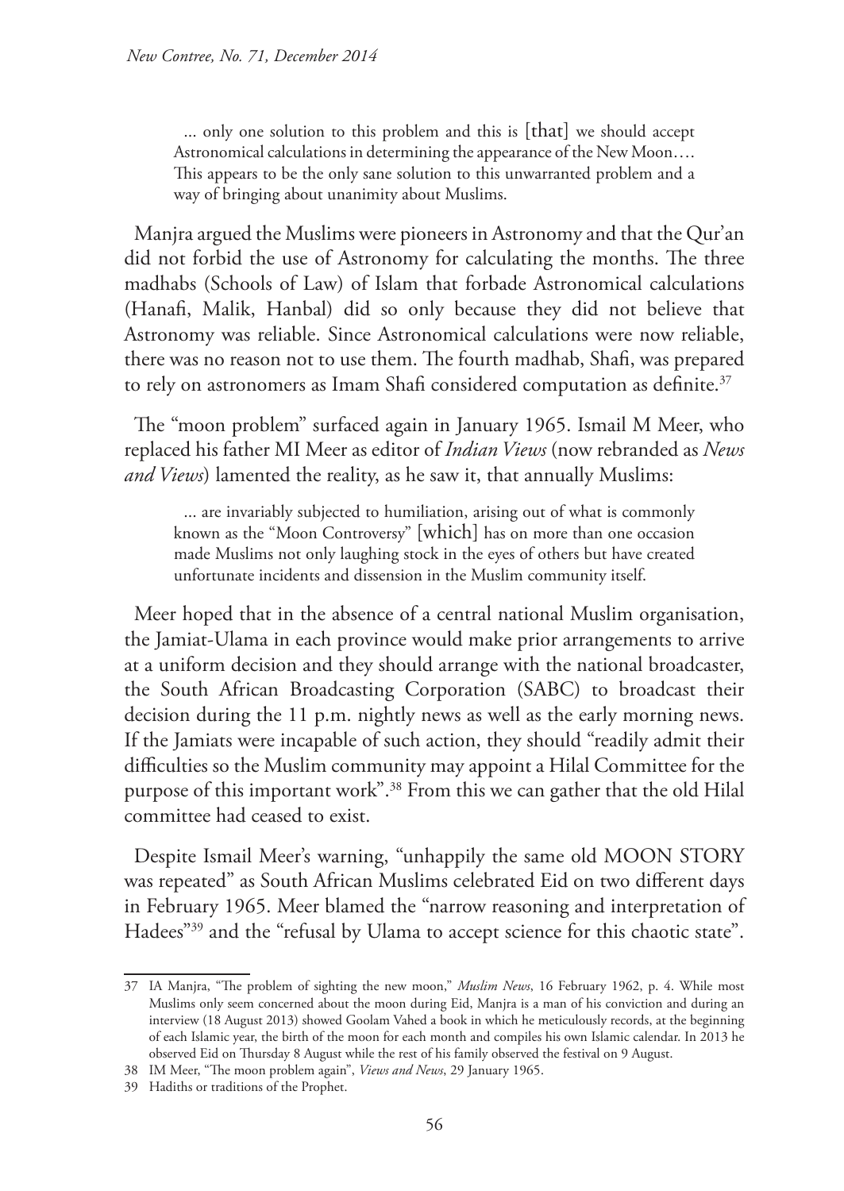> ... only one solution to this problem and this is [that] we should accept Astronomical calculations in determining the appearance of the New Moon…. This appears to be the only sane solution to this unwarranted problem and a way of bringing about unanimity about Muslims.

Manjra argued the Muslims were pioneers in Astronomy and that the Qur'an did not forbid the use of Astronomy for calculating the months. The three madhabs (Schools of Law) of Islam that forbade Astronomical calculations (Hanafi, Malik, Hanbal) did so only because they did not believe that Astronomy was reliable. Since Astronomical calculations were now reliable, there was no reason not to use them. The fourth madhab, Shafi, was prepared to rely on astronomers as Imam Shafi considered computation as definite.[37]

The "moon problem" surfaced again in January 1965. Ismail M Meer, who replaced his father MI Meer as editor of *Indian Views* (now rebranded as *News and Views*) lamented the reality, as he saw it, that annually Muslims:

> ... are invariably subjected to humiliation, arising out of what is commonly known as the "Moon Controversy" [which] has on more than one occasion made Muslims not only laughing stock in the eyes of others but have created unfortunate incidents and dissension in the Muslim community itself.

Meer hoped that in the absence of a central national Muslim organisation, the Jamiat-Ulama in each province would make prior arrangements to arrive at a uniform decision and they should arrange with the national broadcaster, the South African Broadcasting Corporation (SABC) to broadcast their decision during the 11 p.m. nightly news as well as the early morning news. If the Jamiats were incapable of such action, they should "readily admit their difficulties so the Muslim community may appoint a Hilal Committee for the purpose of this important work".[38] From this we can gather that the old Hilal committee had ceased to exist.

Despite Ismail Meer's warning, "unhappily the same old MOON STORY was repeated" as South African Muslims celebrated Eid on two different days in February 1965. Meer blamed the "narrow reasoning and interpretation of Hadees"[39] and the "refusal by Ulama to accept science for this chaotic state".

---

37 IA Manjra, "The problem of sighting the new moon," *Muslim News*, 16 February 1962, p. 4. While most Muslims only seem concerned about the moon during Eid, Manjra is a man of his conviction and during an interview (18 August 2013) showed Goolam Vahed a book in which he meticulously records, at the beginning of each Islamic year, the birth of the moon for each month and compiles his own Islamic calendar. In 2013 he observed Eid on Thursday 8 August while the rest of his family observed the festival on 9 August.

38 IM Meer, "The moon problem again", *Views and News*, 29 January 1965.

39 Hadiths or traditions of the Prophet.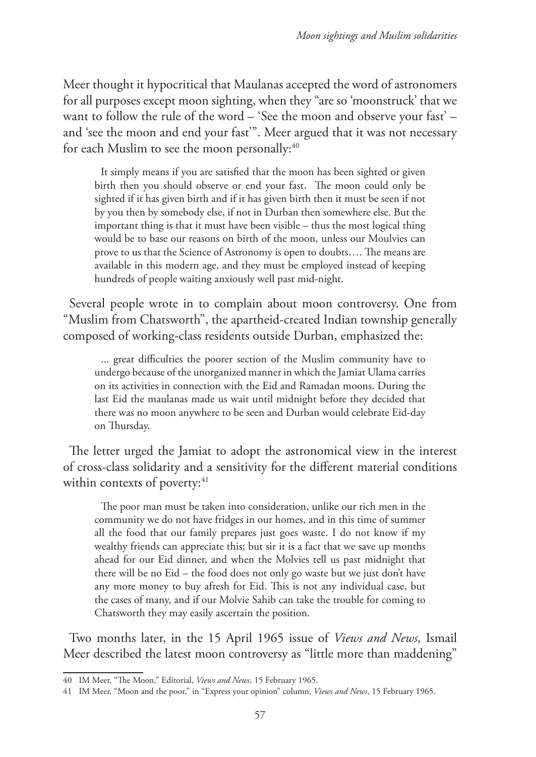Meer thought it hypocritical that Maulanas accepted the word of astronomers for all purposes except moon sighting, when they "are so 'moonstruck' that we want to follow the rule of the word – 'See the moon and observe your fast' – and 'see the moon and end your fast'". Meer argued that it was not necessary for each Muslim to see the moon personally:[40]

> It simply means if you are satisfied that the moon has been sighted or given birth then you should observe or end your fast. The moon could only be sighted if it has given birth and if it has given birth then it must be seen if not by you then by somebody else, if not in Durban then somewhere else. But the important thing is that it must have been visible – thus the most logical thing would be to base our reasons on birth of the moon, unless our Moulvies can prove to us that the Science of Astronomy is open to doubts…. The means are available in this modern age, and they must be employed instead of keeping hundreds of people waiting anxiously well past mid-night.

Several people wrote in to complain about moon controversy. One from "Muslim from Chatsworth", the apartheid-created Indian township generally composed of working-class residents outside Durban, emphasized the:

> ... great difficulties the poorer section of the Muslim community have to undergo because of the unorganized manner in which the Jamiat Ulama carries on its activities in connection with the Eid and Ramadan moons. During the last Eid the maulanas made us wait until midnight before they decided that there was no moon anywhere to be seen and Durban would celebrate Eid-day on Thursday.

The letter urged the Jamiat to adopt the astronomical view in the interest of cross-class solidarity and a sensitivity for the different material conditions within contexts of poverty:[41]

> The poor man must be taken into consideration, unlike our rich men in the community we do not have fridges in our homes, and in this time of summer all the food that our family prepares just goes waste. I do not know if my wealthy friends can appreciate this; but sir it is a fact that we save up months ahead for our Eid dinner, and when the Molvies tell us past midnight that there will be no Eid – the food does not only go waste but we just don't have any more money to buy afresh for Eid. This is not any individual case, but the cases of many, and if our Molvie Sahib can take the trouble for coming to Chatsworth they may easily ascertain the position.

Two months later, in the 15 April 1965 issue of *Views and News*, Ismail Meer described the latest moon controversy as "little more than maddening"

---

40 IM Meer, "The Moon," Editorial, *Views and News*, 15 February 1965.

41 IM Meer, "Moon and the poor," in "Express your opinion" column, *Views and News*, 15 February 1965.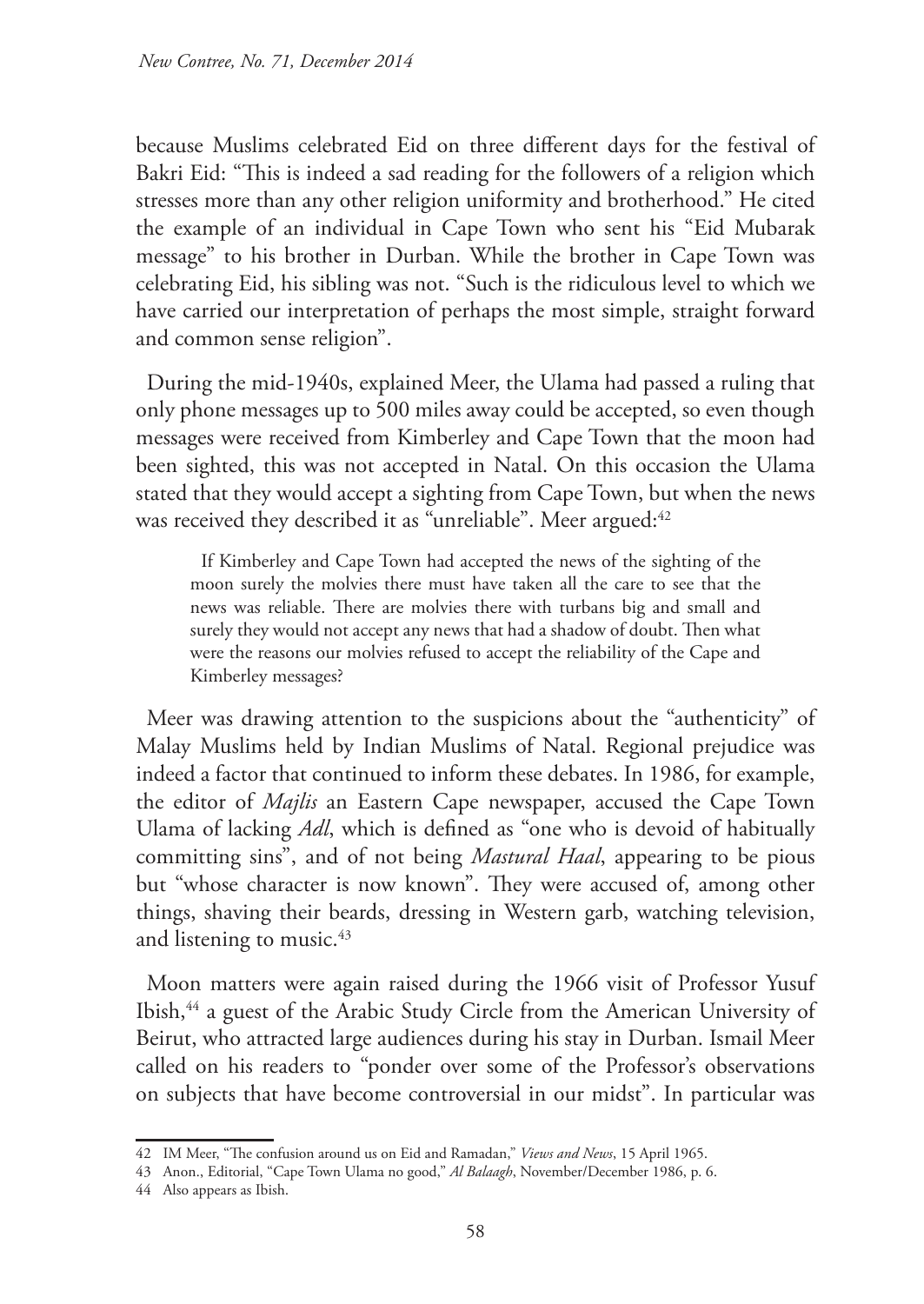because Muslims celebrated Eid on three different days for the festival of Bakri Eid: "This is indeed a sad reading for the followers of a religion which stresses more than any other religion uniformity and brotherhood." He cited the example of an individual in Cape Town who sent his "Eid Mubarak message" to his brother in Durban. While the brother in Cape Town was celebrating Eid, his sibling was not. "Such is the ridiculous level to which we have carried our interpretation of perhaps the most simple, straight forward and common sense religion".

During the mid-1940s, explained Meer, the Ulama had passed a ruling that only phone messages up to 500 miles away could be accepted, so even though messages were received from Kimberley and Cape Town that the moon had been sighted, this was not accepted in Natal. On this occasion the Ulama stated that they would accept a sighting from Cape Town, but when the news was received they described it as "unreliable". Meer argued:[42]

> If Kimberley and Cape Town had accepted the news of the sighting of the moon surely the molvies there must have taken all the care to see that the news was reliable. There are molvies there with turbans big and small and surely they would not accept any news that had a shadow of doubt. Then what were the reasons our molvies refused to accept the reliability of the Cape and Kimberley messages?

Meer was drawing attention to the suspicions about the "authenticity" of Malay Muslims held by Indian Muslims of Natal. Regional prejudice was indeed a factor that continued to inform these debates. In 1986, for example, the editor of *Majlis* an Eastern Cape newspaper, accused the Cape Town Ulama of lacking *Adl*, which is defined as "one who is devoid of habitually committing sins", and of not being *Mastural Haal*, appearing to be pious but "whose character is now known". They were accused of, among other things, shaving their beards, dressing in Western garb, watching television, and listening to music.[43]

Moon matters were again raised during the 1966 visit of Professor Yusuf Ibish,[44] a guest of the Arabic Study Circle from the American University of Beirut, who attracted large audiences during his stay in Durban. Ismail Meer called on his readers to "ponder over some of the Professor's observations on subjects that have become controversial in our midst". In particular was

---

42 IM Meer, "The confusion around us on Eid and Ramadan," *Views and News*, 15 April 1965.

43 Anon., Editorial, "Cape Town Ulama no good," *Al Balaagh*, November/December 1986, p. 6.

44 Also appears as Ibish.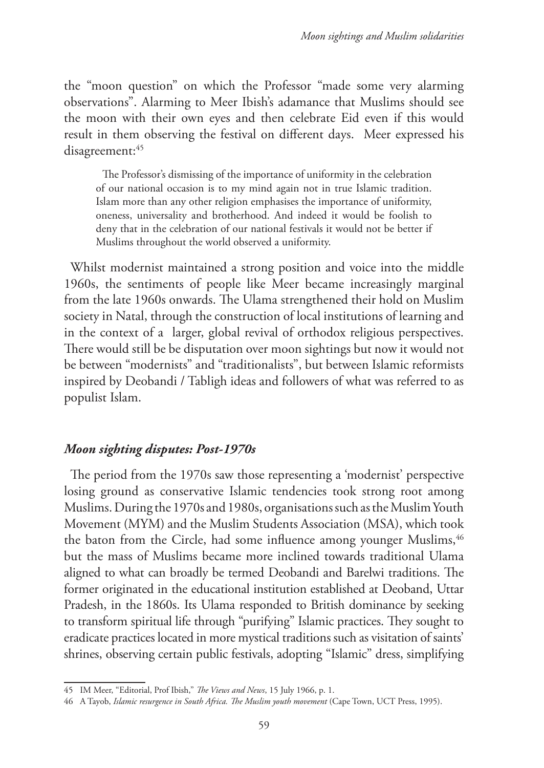the "moon question" on which the Professor "made some very alarming observations". Alarming to Meer Ibish's adamance that Muslims should see the moon with their own eyes and then celebrate Eid even if this would result in them observing the festival on different days. Meer expressed his disagreement:[45]

> The Professor's dismissing of the importance of uniformity in the celebration of our national occasion is to my mind again not in true Islamic tradition. Islam more than any other religion emphasises the importance of uniformity, oneness, universality and brotherhood. And indeed it would be foolish to deny that in the celebration of our national festivals it would not be better if Muslims throughout the world observed a uniformity.

Whilst modernist maintained a strong position and voice into the middle 1960s, the sentiments of people like Meer became increasingly marginal from the late 1960s onwards. The Ulama strengthened their hold on Muslim society in Natal, through the construction of local institutions of learning and in the context of a larger, global revival of orthodox religious perspectives. There would still be be disputation over moon sightings but now it would not be between "modernists" and "traditionalists", but between Islamic reformists inspired by Deobandi / Tabligh ideas and followers of what was referred to as populist Islam.

### *Moon sighting disputes: Post-1970s*

The period from the 1970s saw those representing a 'modernist' perspective losing ground as conservative Islamic tendencies took strong root among Muslims. During the 1970s and 1980s, organisations such as the Muslim Youth Movement (MYM) and the Muslim Students Association (MSA), which took the baton from the Circle, had some influence among younger Muslims,[46] but the mass of Muslims became more inclined towards traditional Ulama aligned to what can broadly be termed Deobandi and Barelwi traditions. The former originated in the educational institution established at Deoband, Uttar Pradesh, in the 1860s. Its Ulama responded to British dominance by seeking to transform spiritual life through "purifying" Islamic practices. They sought to eradicate practices located in more mystical traditions such as visitation of saints' shrines, observing certain public festivals, adopting "Islamic" dress, simplifying

---

45 IM Meer, "Editorial, Prof Ibish," *The Views and News*, 15 July 1966, p. 1.

46 A Tayob, *Islamic resurgence in South Africa. The Muslim youth movement* (Cape Town, UCT Press, 1995).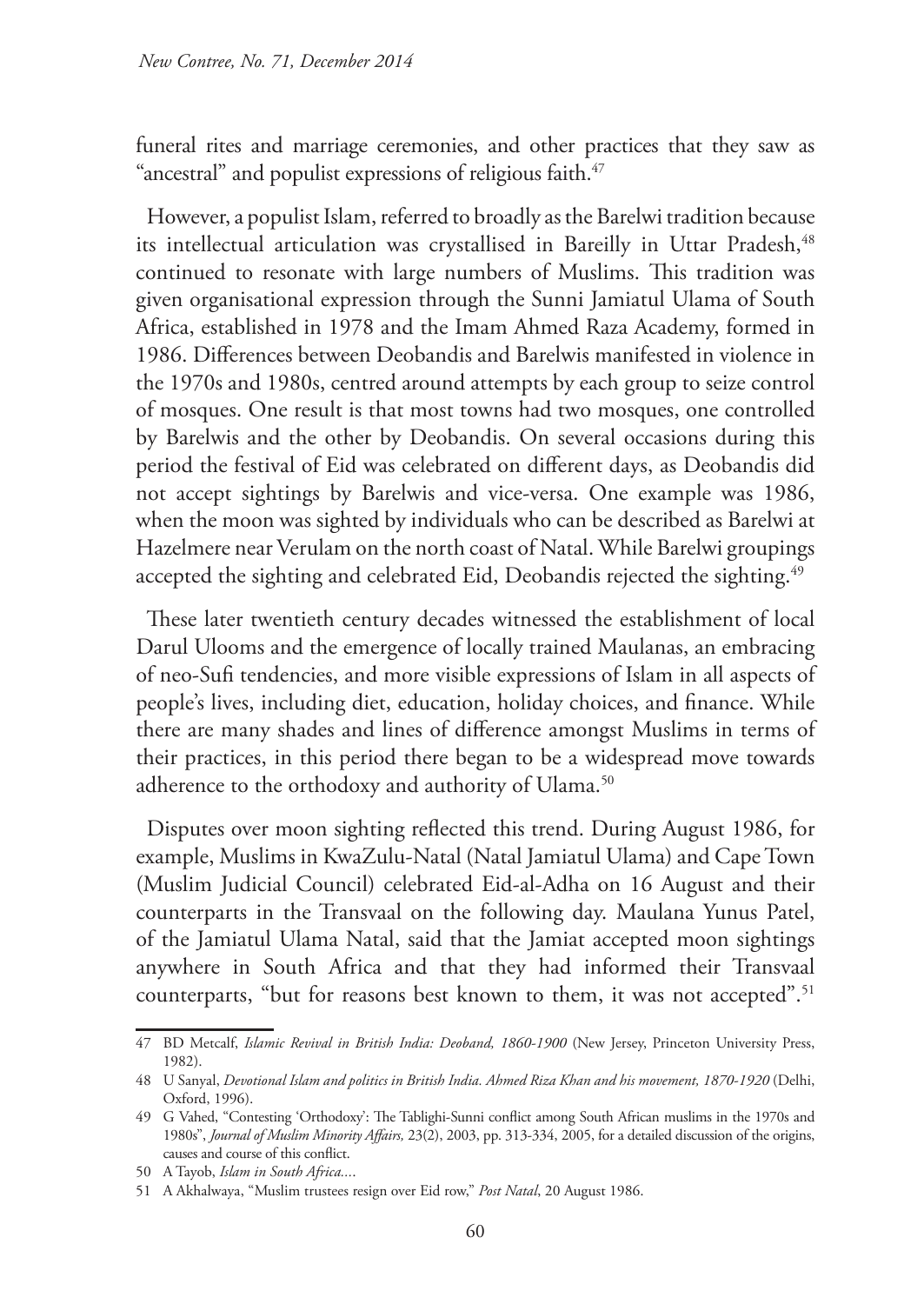funeral rites and marriage ceremonies, and other practices that they saw as "ancestral" and populist expressions of religious faith.[47]

However, a populist Islam, referred to broadly as the Barelwi tradition because its intellectual articulation was crystallised in Bareilly in Uttar Pradesh,[48] continued to resonate with large numbers of Muslims. This tradition was given organisational expression through the Sunni Jamiatul Ulama of South Africa, established in 1978 and the Imam Ahmed Raza Academy, formed in 1986. Differences between Deobandis and Barelwis manifested in violence in the 1970s and 1980s, centred around attempts by each group to seize control of mosques. One result is that most towns had two mosques, one controlled by Barelwis and the other by Deobandis. On several occasions during this period the festival of Eid was celebrated on different days, as Deobandis did not accept sightings by Barelwis and vice-versa. One example was 1986, when the moon was sighted by individuals who can be described as Barelwi at Hazelmere near Verulam on the north coast of Natal. While Barelwi groupings accepted the sighting and celebrated Eid, Deobandis rejected the sighting.[49]

These later twentieth century decades witnessed the establishment of local Darul Ulooms and the emergence of locally trained Maulanas, an embracing of neo-Sufi tendencies, and more visible expressions of Islam in all aspects of people's lives, including diet, education, holiday choices, and finance. While there are many shades and lines of difference amongst Muslims in terms of their practices, in this period there began to be a widespread move towards adherence to the orthodoxy and authority of Ulama.[50]

Disputes over moon sighting reflected this trend. During August 1986, for example, Muslims in KwaZulu-Natal (Natal Jamiatul Ulama) and Cape Town (Muslim Judicial Council) celebrated Eid-al-Adha on 16 August and their counterparts in the Transvaal on the following day. Maulana Yunus Patel, of the Jamiatul Ulama Natal, said that the Jamiat accepted moon sightings anywhere in South Africa and that they had informed their Transvaal counterparts, "but for reasons best known to them, it was not accepted".[51]

---

47 BD Metcalf, *Islamic Revival in British India: Deoband, 1860-1900* (New Jersey, Princeton University Press, 1982).

48 U Sanyal, *Devotional Islam and politics in British India. Ahmed Riza Khan and his movement, 1870-1920* (Delhi, Oxford, 1996).

49 G Vahed, "Contesting 'Orthodoxy': The Tablighi-Sunni conflict among South African muslims in the 1970s and 1980s", *Journal of Muslim Minority Affairs,* 23(2), 2003, pp. 313-334, 2005, for a detailed discussion of the origins, causes and course of this conflict.

50 A Tayob, *Islam in South Africa...*.

51 A Akhalwaya, "Muslim trustees resign over Eid row," *Post Natal*, 20 August 1986.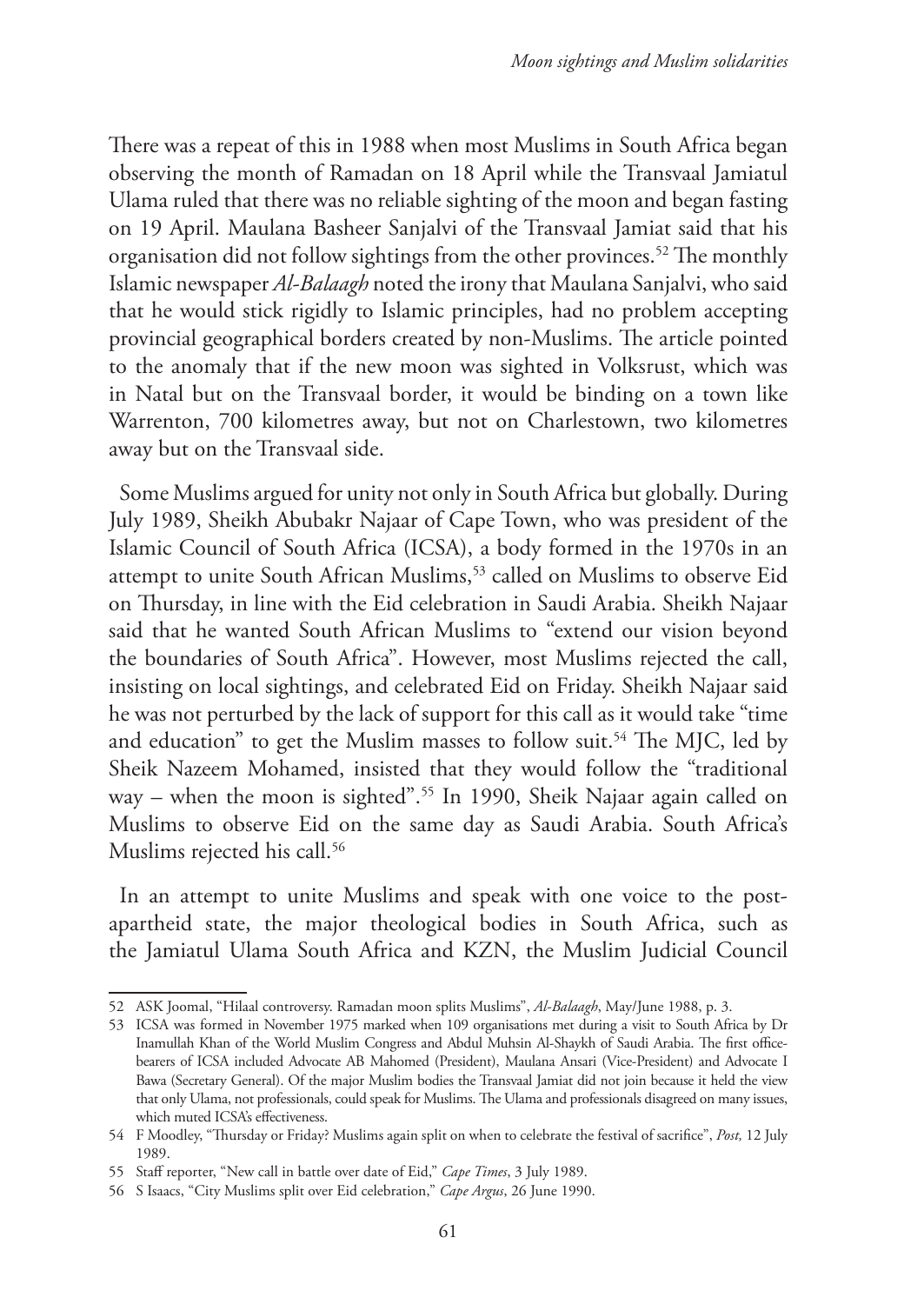There was a repeat of this in 1988 when most Muslims in South Africa began observing the month of Ramadan on 18 April while the Transvaal Jamiatul Ulama ruled that there was no reliable sighting of the moon and began fasting on 19 April. Maulana Basheer Sanjalvi of the Transvaal Jamiat said that his organisation did not follow sightings from the other provinces.[52] The monthly Islamic newspaper *Al-Balaagh* noted the irony that Maulana Sanjalvi, who said that he would stick rigidly to Islamic principles, had no problem accepting provincial geographical borders created by non-Muslims. The article pointed to the anomaly that if the new moon was sighted in Volksrust, which was in Natal but on the Transvaal border, it would be binding on a town like Warrenton, 700 kilometres away, but not on Charlestown, two kilometres away but on the Transvaal side.

Some Muslims argued for unity not only in South Africa but globally. During July 1989, Sheikh Abubakr Najaar of Cape Town, who was president of the Islamic Council of South Africa (ICSA), a body formed in the 1970s in an attempt to unite South African Muslims,[53] called on Muslims to observe Eid on Thursday, in line with the Eid celebration in Saudi Arabia. Sheikh Najaar said that he wanted South African Muslims to "extend our vision beyond the boundaries of South Africa". However, most Muslims rejected the call, insisting on local sightings, and celebrated Eid on Friday. Sheikh Najaar said he was not perturbed by the lack of support for this call as it would take "time and education" to get the Muslim masses to follow suit.[54] The MJC, led by Sheik Nazeem Mohamed, insisted that they would follow the "traditional way – when the moon is sighted".[55] In 1990, Sheik Najaar again called on Muslims to observe Eid on the same day as Saudi Arabia. South Africa's Muslims rejected his call.[56]

In an attempt to unite Muslims and speak with one voice to the post-apartheid state, the major theological bodies in South Africa, such as the Jamiatul Ulama South Africa and KZN, the Muslim Judicial Council

---

52 ASK Joomal, "Hilaal controversy. Ramadan moon splits Muslims", *Al-Balaagh*, May/June 1988, p. 3.

53 ICSA was formed in November 1975 marked when 109 organisations met during a visit to South Africa by Dr Inamullah Khan of the World Muslim Congress and Abdul Muhsin Al-Shaykh of Saudi Arabia. The first office-bearers of ICSA included Advocate AB Mahomed (President), Maulana Ansari (Vice-President) and Advocate I Bawa (Secretary General). Of the major Muslim bodies the Transvaal Jamiat did not join because it held the view that only Ulama, not professionals, could speak for Muslims. The Ulama and professionals disagreed on many issues, which muted ICSA's effectiveness.

54 F Moodley, "Thursday or Friday? Muslims again split on when to celebrate the festival of sacrifice", *Post,* 12 July 1989.

55 Staff reporter, "New call in battle over date of Eid," *Cape Times*, 3 July 1989.

56 S Isaacs, "City Muslims split over Eid celebration," *Cape Argus*, 26 June 1990.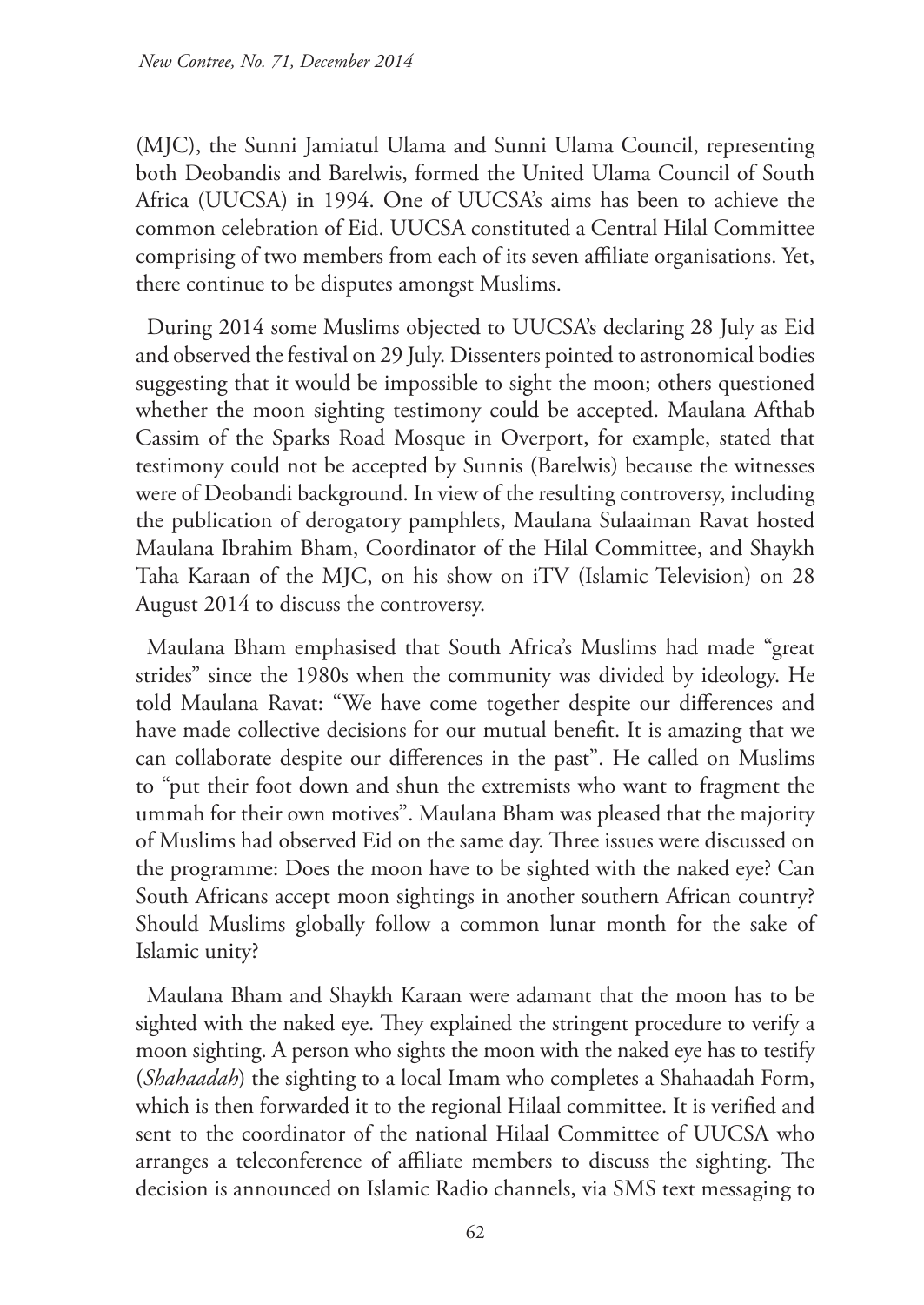(MJC), the Sunni Jamiatul Ulama and Sunni Ulama Council, representing both Deobandis and Barelwis, formed the United Ulama Council of South Africa (UUCSA) in 1994. One of UUCSA's aims has been to achieve the common celebration of Eid. UUCSA constituted a Central Hilal Committee comprising of two members from each of its seven affiliate organisations. Yet, there continue to be disputes amongst Muslims.

During 2014 some Muslims objected to UUCSA's declaring 28 July as Eid and observed the festival on 29 July. Dissenters pointed to astronomical bodies suggesting that it would be impossible to sight the moon; others questioned whether the moon sighting testimony could be accepted. Maulana Afthab Cassim of the Sparks Road Mosque in Overport, for example, stated that testimony could not be accepted by Sunnis (Barelwis) because the witnesses were of Deobandi background. In view of the resulting controversy, including the publication of derogatory pamphlets, Maulana Sulaaiman Ravat hosted Maulana Ibrahim Bham, Coordinator of the Hilal Committee, and Shaykh Taha Karaan of the MJC, on his show on iTV (Islamic Television) on 28 August 2014 to discuss the controversy.

Maulana Bham emphasised that South Africa's Muslims had made "great strides" since the 1980s when the community was divided by ideology. He told Maulana Ravat: "We have come together despite our differences and have made collective decisions for our mutual benefit. It is amazing that we can collaborate despite our differences in the past". He called on Muslims to "put their foot down and shun the extremists who want to fragment the ummah for their own motives". Maulana Bham was pleased that the majority of Muslims had observed Eid on the same day. Three issues were discussed on the programme: Does the moon have to be sighted with the naked eye? Can South Africans accept moon sightings in another southern African country? Should Muslims globally follow a common lunar month for the sake of Islamic unity?

Maulana Bham and Shaykh Karaan were adamant that the moon has to be sighted with the naked eye. They explained the stringent procedure to verify a moon sighting. A person who sights the moon with the naked eye has to testify (*Shahaadah*) the sighting to a local Imam who completes a Shahaadah Form, which is then forwarded it to the regional Hilaal committee. It is verified and sent to the coordinator of the national Hilaal Committee of UUCSA who arranges a teleconference of affiliate members to discuss the sighting. The decision is announced on Islamic Radio channels, via SMS text messaging to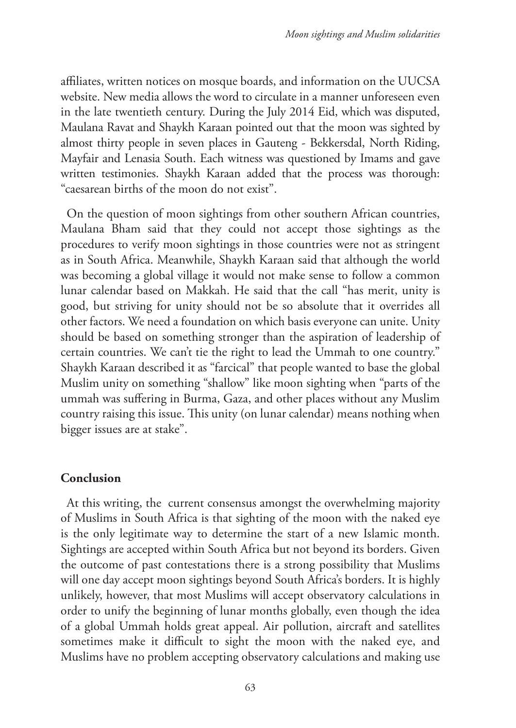affiliates, written notices on mosque boards, and information on the UUCSA website. New media allows the word to circulate in a manner unforeseen even in the late twentieth century. During the July 2014 Eid, which was disputed, Maulana Ravat and Shaykh Karaan pointed out that the moon was sighted by almost thirty people in seven places in Gauteng - Bekkersdal, North Riding, Mayfair and Lenasia South. Each witness was questioned by Imams and gave written testimonies. Shaykh Karaan added that the process was thorough: "caesarean births of the moon do not exist".

On the question of moon sightings from other southern African countries, Maulana Bham said that they could not accept those sightings as the procedures to verify moon sightings in those countries were not as stringent as in South Africa. Meanwhile, Shaykh Karaan said that although the world was becoming a global village it would not make sense to follow a common lunar calendar based on Makkah. He said that the call "has merit, unity is good, but striving for unity should not be so absolute that it overrides all other factors. We need a foundation on which basis everyone can unite. Unity should be based on something stronger than the aspiration of leadership of certain countries. We can't tie the right to lead the Ummah to one country." Shaykh Karaan described it as "farcical" that people wanted to base the global Muslim unity on something "shallow" like moon sighting when "parts of the ummah was suffering in Burma, Gaza, and other places without any Muslim country raising this issue. This unity (on lunar calendar) means nothing when bigger issues are at stake".

## Conclusion

At this writing, the current consensus amongst the overwhelming majority of Muslims in South Africa is that sighting of the moon with the naked eye is the only legitimate way to determine the start of a new Islamic month. Sightings are accepted within South Africa but not beyond its borders. Given the outcome of past contestations there is a strong possibility that Muslims will one day accept moon sightings beyond South Africa's borders. It is highly unlikely, however, that most Muslims will accept observatory calculations in order to unify the beginning of lunar months globally, even though the idea of a global Ummah holds great appeal. Air pollution, aircraft and satellites sometimes make it difficult to sight the moon with the naked eye, and Muslims have no problem accepting observatory calculations and making use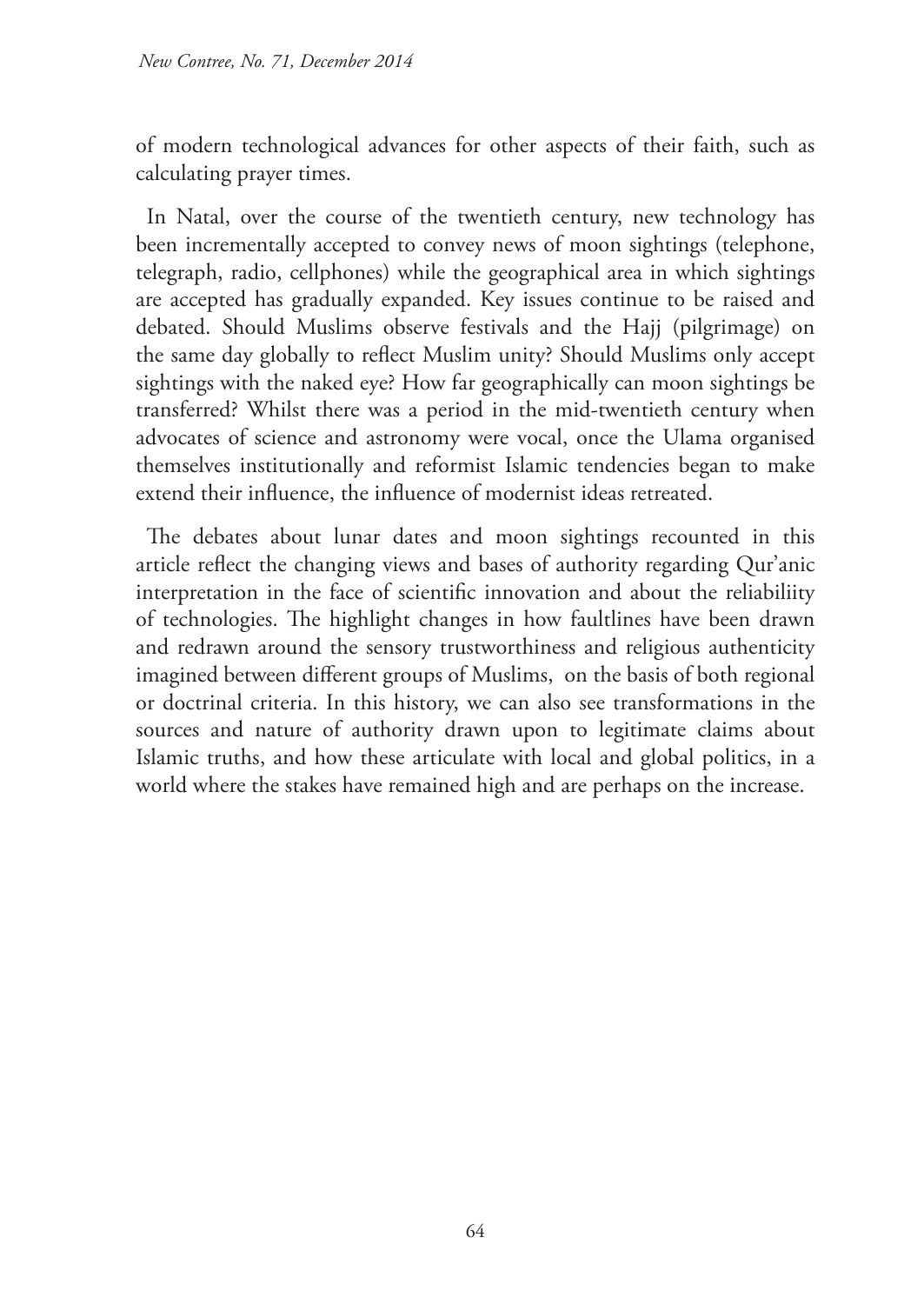of modern technological advances for other aspects of their faith, such as calculating prayer times.

In Natal, over the course of the twentieth century, new technology has been incrementally accepted to convey news of moon sightings (telephone, telegraph, radio, cellphones) while the geographical area in which sightings are accepted has gradually expanded. Key issues continue to be raised and debated. Should Muslims observe festivals and the Hajj (pilgrimage) on the same day globally to reflect Muslim unity? Should Muslims only accept sightings with the naked eye? How far geographically can moon sightings be transferred? Whilst there was a period in the mid-twentieth century when advocates of science and astronomy were vocal, once the Ulama organised themselves institutionally and reformist Islamic tendencies began to make extend their influence, the influence of modernist ideas retreated.

The debates about lunar dates and moon sightings recounted in this article reflect the changing views and bases of authority regarding Qur'anic interpretation in the face of scientific innovation and about the reliabiliity of technologies. The highlight changes in how faultlines have been drawn and redrawn around the sensory trustworthiness and religious authenticity imagined between different groups of Muslims, on the basis of both regional or doctrinal criteria. In this history, we can also see transformations in the sources and nature of authority drawn upon to legitimate claims about Islamic truths, and how these articulate with local and global politics, in a world where the stakes have remained high and are perhaps on the increase.